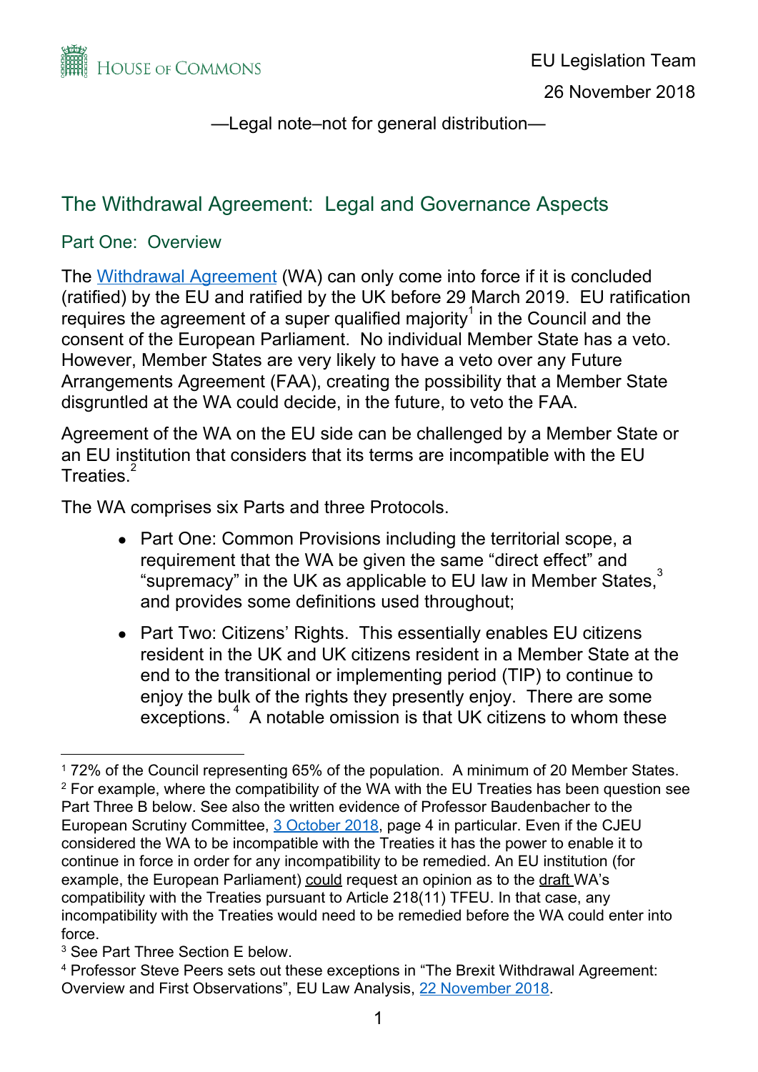HOUSE OF COMMONS

EU Legislation Team

26 November 2018

—Legal note–not for general distribution—

# The Withdrawal Agreement: Legal and Governance Aspects

## Part One: Overview

The Withdrawal Agreement (WA) can only come into force if it is concluded (ratified) by the EU and ratified by the UK before 29 March 2019. EU ratification requires the agreement of a super qualified majority[1] in the Council and the consent of the European Parliament. No individual Member State has a veto. However, Member States are very likely to have a veto over any Future Arrangements Agreement (FAA), creating the possibility that a Member State disgruntled at the WA could decide, in the future, to veto the FAA.

Agreement of the WA on the EU side can be challenged by a Member State or an EU institution that considers that its terms are incompatible with the EU Treaties.[2]

The WA comprises six Parts and three Protocols.

- Part One: Common Provisions including the territorial scope, a requirement that the WA be given the same "direct effect" and "supremacy" in the UK as applicable to EU law in Member States,[3] and provides some definitions used throughout;
- Part Two: Citizens' Rights. This essentially enables EU citizens resident in the UK and UK citizens resident in a Member State at the end to the transitional or implementing period (TIP) to continue to enjoy the bulk of the rights they presently enjoy. There are some exceptions.[4] A notable omission is that UK citizens to whom these

---

[1] 72% of the Council representing 65% of the population. A minimum of 20 Member States.

[2] For example, where the compatibility of the WA with the EU Treaties has been question see Part Three B below. See also the written evidence of Professor Baudenbacher to the European Scrutiny Committee, 3 October 2018, page 4 in particular. Even if the CJEU considered the WA to be incompatible with the Treaties it has the power to enable it to continue in force in order for any incompatibility to be remedied. An EU institution (for example, the European Parliament) could request an opinion as to the draft WA's compatibility with the Treaties pursuant to Article 218(11) TFEU. In that case, any incompatibility with the Treaties would need to be remedied before the WA could enter into force.

[3] See Part Three Section E below.

[4] Professor Steve Peers sets out these exceptions in "The Brexit Withdrawal Agreement: Overview and First Observations", EU Law Analysis, 22 November 2018.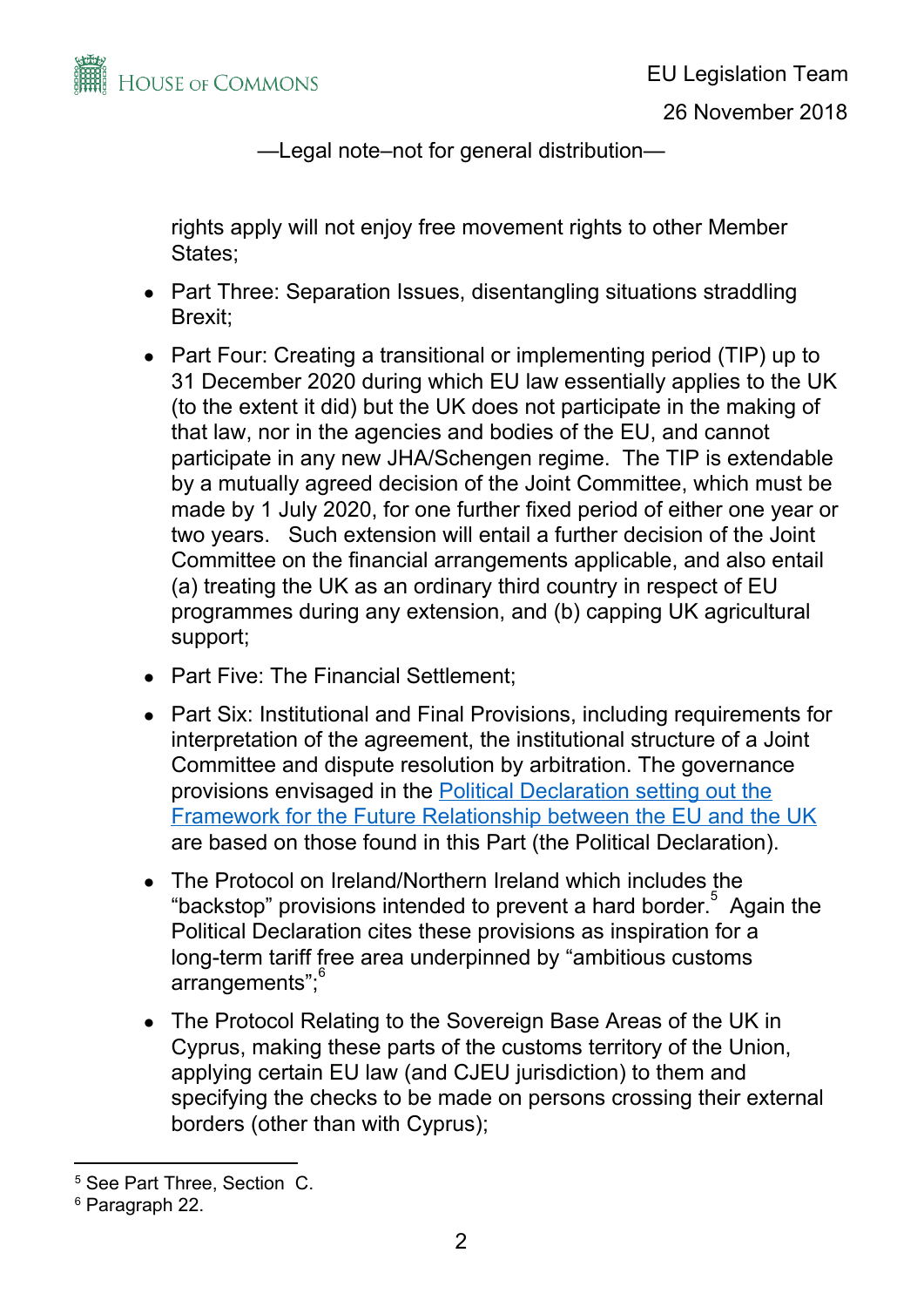rights apply will not enjoy free movement rights to other Member States;

- Part Three: Separation Issues, disentangling situations straddling Brexit;
- Part Four: Creating a transitional or implementing period (TIP) up to 31 December 2020 during which EU law essentially applies to the UK (to the extent it did) but the UK does not participate in the making of that law, nor in the agencies and bodies of the EU, and cannot participate in any new JHA/Schengen regime. The TIP is extendable by a mutually agreed decision of the Joint Committee, which must be made by 1 July 2020, for one further fixed period of either one year or two years. Such extension will entail a further decision of the Joint Committee on the financial arrangements applicable, and also entail (a) treating the UK as an ordinary third country in respect of EU programmes during any extension, and (b) capping UK agricultural support;
- Part Five: The Financial Settlement;
- Part Six: Institutional and Final Provisions, including requirements for interpretation of the agreement, the institutional structure of a Joint Committee and dispute resolution by arbitration. The governance provisions envisaged in the [Political Declaration setting out the Framework for the Future Relationship between the EU and the UK] are based on those found in this Part (the Political Declaration).
- The Protocol on Ireland/Northern Ireland which includes the "backstop" provisions intended to prevent a hard border.[5] Again the Political Declaration cites these provisions as inspiration for a long-term tariff free area underpinned by "ambitious customs arrangements";[6]
- The Protocol Relating to the Sovereign Base Areas of the UK in Cyprus, making these parts of the customs territory of the Union, applying certain EU law (and CJEU jurisdiction) to them and specifying the checks to be made on persons crossing their external borders (other than with Cyprus);

[5] See Part Three, Section C.

[6] Paragraph 22.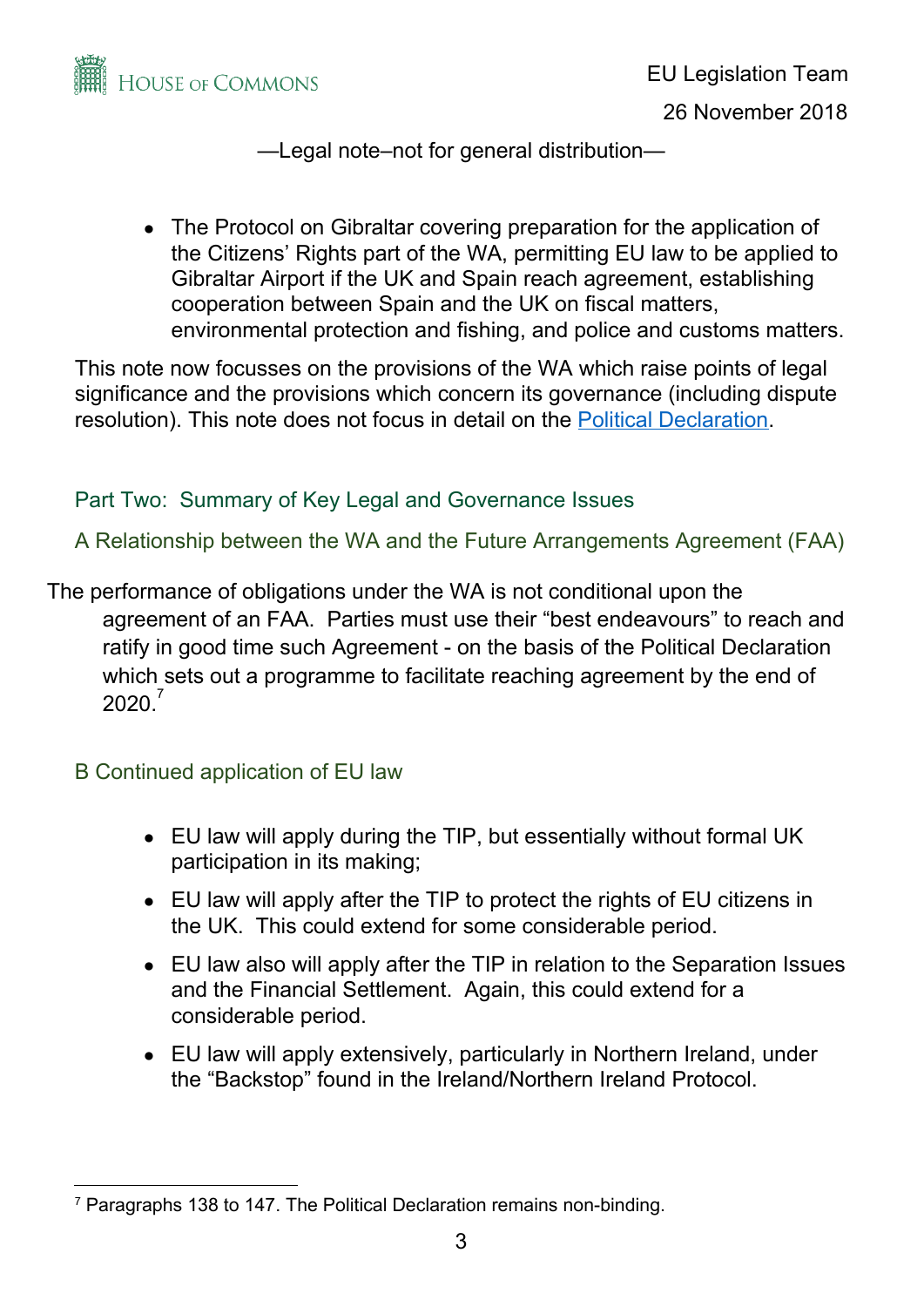- The Protocol on Gibraltar covering preparation for the application of the Citizens' Rights part of the WA, permitting EU law to be applied to Gibraltar Airport if the UK and Spain reach agreement, establishing cooperation between Spain and the UK on fiscal matters, environmental protection and fishing, and police and customs matters.

This note now focusses on the provisions of the WA which raise points of legal significance and the provisions which concern its governance (including dispute resolution). This note does not focus in detail on the Political Declaration.

## Part Two: Summary of Key Legal and Governance Issues

### A Relationship between the WA and the Future Arrangements Agreement (FAA)

The performance of obligations under the WA is not conditional upon the agreement of an FAA. Parties must use their "best endeavours" to reach and ratify in good time such Agreement - on the basis of the Political Declaration which sets out a programme to facilitate reaching agreement by the end of 2020.[7]

### B Continued application of EU law

- EU law will apply during the TIP, but essentially without formal UK participation in its making;
- EU law will apply after the TIP to protect the rights of EU citizens in the UK. This could extend for some considerable period.
- EU law also will apply after the TIP in relation to the Separation Issues and the Financial Settlement. Again, this could extend for a considerable period.
- EU law will apply extensively, particularly in Northern Ireland, under the "Backstop" found in the Ireland/Northern Ireland Protocol.

[7] Paragraphs 138 to 147. The Political Declaration remains non-binding.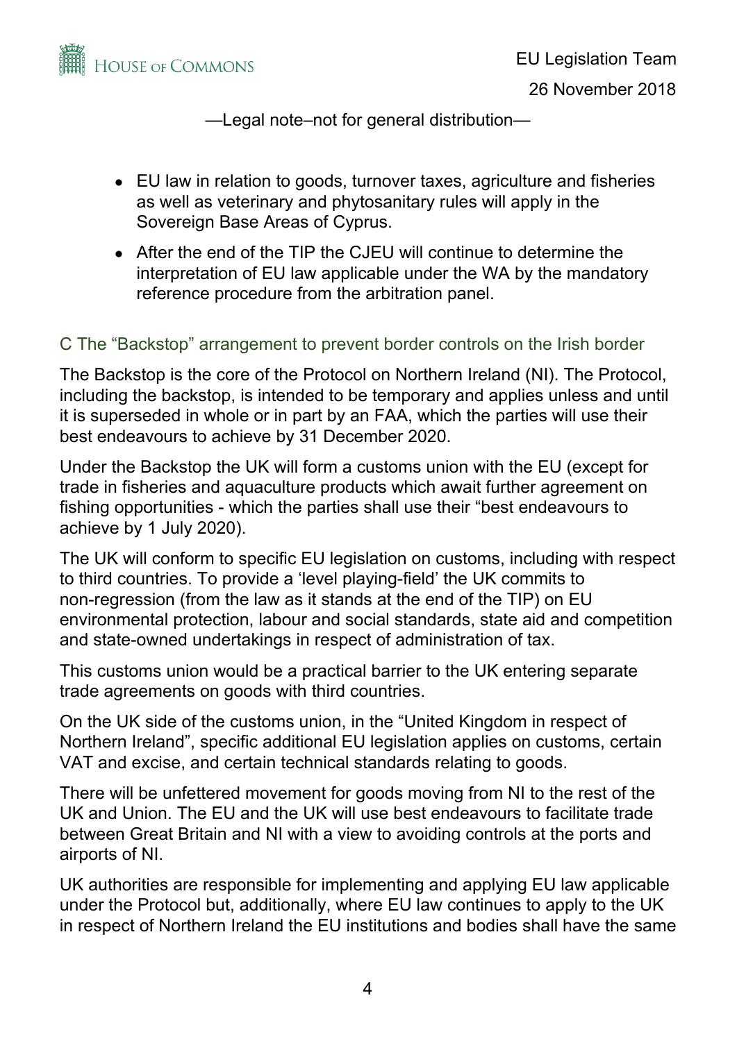- EU law in relation to goods, turnover taxes, agriculture and fisheries as well as veterinary and phytosanitary rules will apply in the Sovereign Base Areas of Cyprus.
- After the end of the TIP the CJEU will continue to determine the interpretation of EU law applicable under the WA by the mandatory reference procedure from the arbitration panel.

## C The "Backstop" arrangement to prevent border controls on the Irish border

The Backstop is the core of the Protocol on Northern Ireland (NI). The Protocol, including the backstop, is intended to be temporary and applies unless and until it is superseded in whole or in part by an FAA, which the parties will use their best endeavours to achieve by 31 December 2020.

Under the Backstop the UK will form a customs union with the EU (except for trade in fisheries and aquaculture products which await further agreement on fishing opportunities - which the parties shall use their "best endeavours to achieve by 1 July 2020).

The UK will conform to specific EU legislation on customs, including with respect to third countries. To provide a 'level playing-field' the UK commits to non-regression (from the law as it stands at the end of the TIP) on EU environmental protection, labour and social standards, state aid and competition and state-owned undertakings in respect of administration of tax.

This customs union would be a practical barrier to the UK entering separate trade agreements on goods with third countries.

On the UK side of the customs union, in the "United Kingdom in respect of Northern Ireland", specific additional EU legislation applies on customs, certain VAT and excise, and certain technical standards relating to goods.

There will be unfettered movement for goods moving from NI to the rest of the UK and Union. The EU and the UK will use best endeavours to facilitate trade between Great Britain and NI with a view to avoiding controls at the ports and airports of NI.

UK authorities are responsible for implementing and applying EU law applicable under the Protocol but, additionally, where EU law continues to apply to the UK in respect of Northern Ireland the EU institutions and bodies shall have the same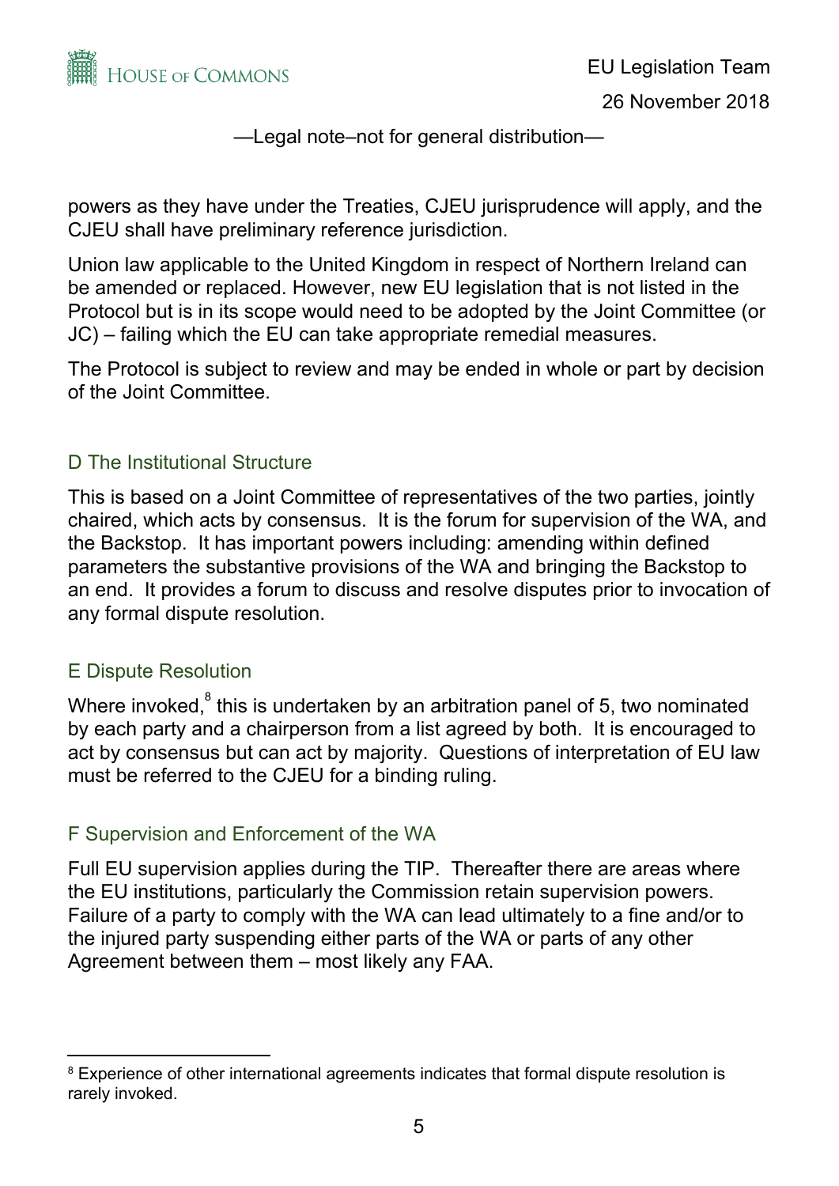powers as they have under the Treaties, CJEU jurisprudence will apply, and the CJEU shall have preliminary reference jurisdiction.

Union law applicable to the United Kingdom in respect of Northern Ireland can be amended or replaced. However, new EU legislation that is not listed in the Protocol but is in its scope would need to be adopted by the Joint Committee (or JC) – failing which the EU can take appropriate remedial measures.

The Protocol is subject to review and may be ended in whole or part by decision of the Joint Committee.

## D The Institutional Structure

This is based on a Joint Committee of representatives of the two parties, jointly chaired, which acts by consensus. It is the forum for supervision of the WA, and the Backstop. It has important powers including: amending within defined parameters the substantive provisions of the WA and bringing the Backstop to an end. It provides a forum to discuss and resolve disputes prior to invocation of any formal dispute resolution.

## E Dispute Resolution

Where invoked,[8] this is undertaken by an arbitration panel of 5, two nominated by each party and a chairperson from a list agreed by both. It is encouraged to act by consensus but can act by majority. Questions of interpretation of EU law must be referred to the CJEU for a binding ruling.

## F Supervision and Enforcement of the WA

Full EU supervision applies during the TIP. Thereafter there are areas where the EU institutions, particularly the Commission retain supervision powers. Failure of a party to comply with the WA can lead ultimately to a fine and/or to the injured party suspending either parts of the WA or parts of any other Agreement between them – most likely any FAA.

---

[8] Experience of other international agreements indicates that formal dispute resolution is rarely invoked.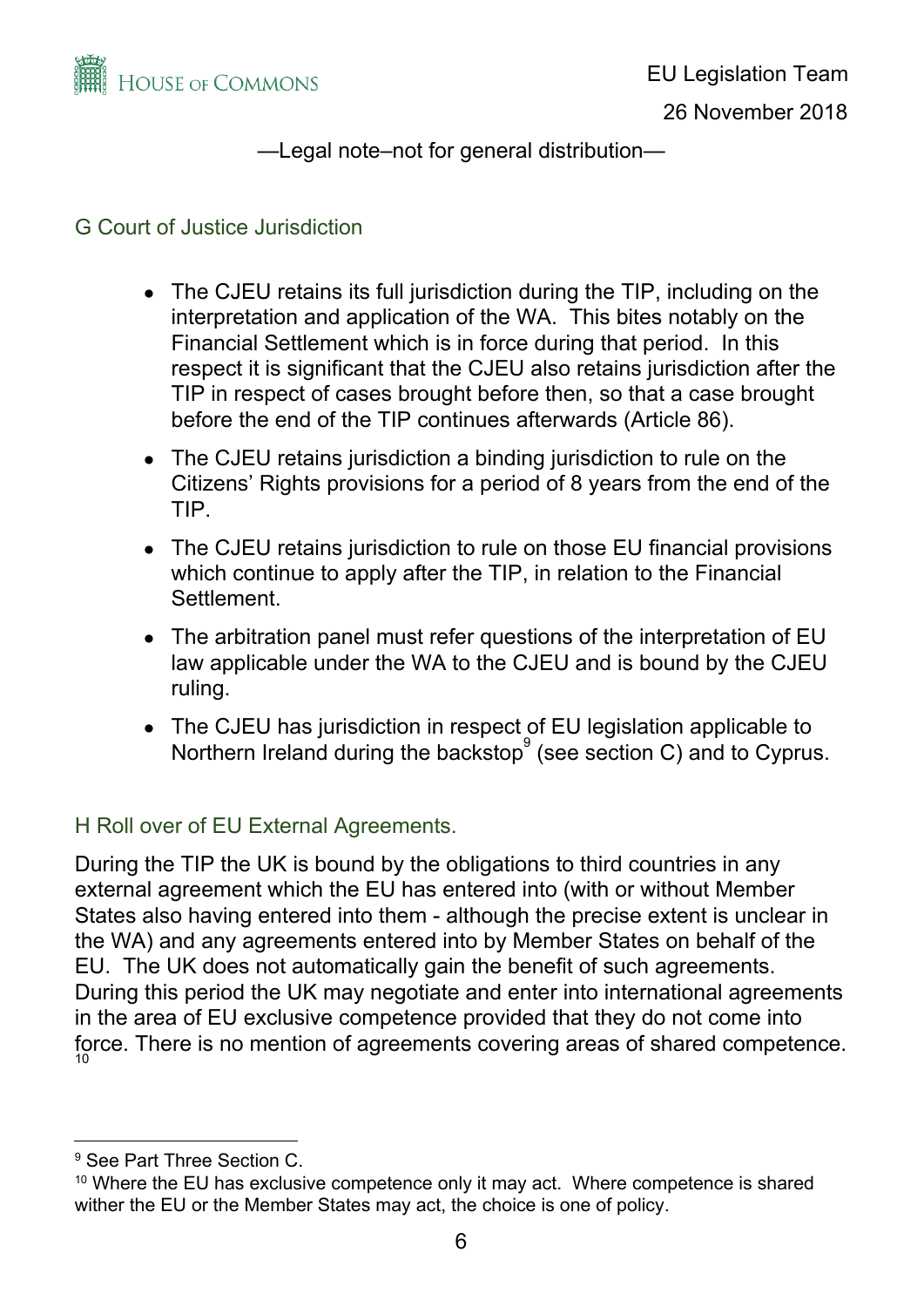## G Court of Justice Jurisdiction

- The CJEU retains its full jurisdiction during the TIP, including on the interpretation and application of the WA. This bites notably on the Financial Settlement which is in force during that period. In this respect it is significant that the CJEU also retains jurisdiction after the TIP in respect of cases brought before then, so that a case brought before the end of the TIP continues afterwards (Article 86).
- The CJEU retains jurisdiction a binding jurisdiction to rule on the Citizens' Rights provisions for a period of 8 years from the end of the TIP.
- The CJEU retains jurisdiction to rule on those EU financial provisions which continue to apply after the TIP, in relation to the Financial Settlement.
- The arbitration panel must refer questions of the interpretation of EU law applicable under the WA to the CJEU and is bound by the CJEU ruling.
- The CJEU has jurisdiction in respect of EU legislation applicable to Northern Ireland during the backstop[9] (see section C) and to Cyprus.

## H Roll over of EU External Agreements.

During the TIP the UK is bound by the obligations to third countries in any external agreement which the EU has entered into (with or without Member States also having entered into them - although the precise extent is unclear in the WA) and any agreements entered into by Member States on behalf of the EU. The UK does not automatically gain the benefit of such agreements. During this period the UK may negotiate and enter into international agreements in the area of EU exclusive competence provided that they do not come into force. There is no mention of agreements covering areas of shared competence.[10]

---

[9] See Part Three Section C.

[10] Where the EU has exclusive competence only it may act. Where competence is shared wither the EU or the Member States may act, the choice is one of policy.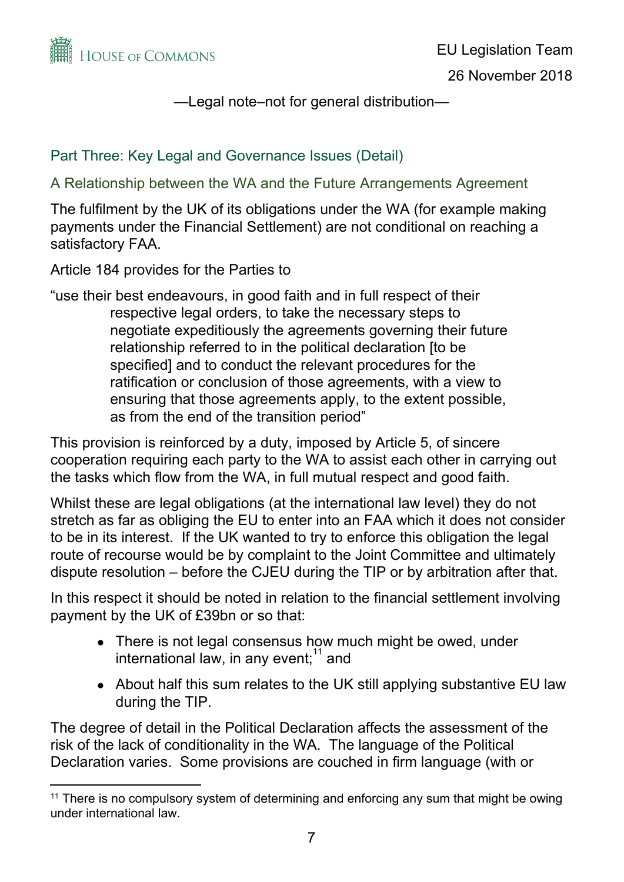—Legal note–not for general distribution—

## Part Three: Key Legal and Governance Issues (Detail)

### A Relationship between the WA and the Future Arrangements Agreement

The fulfilment by the UK of its obligations under the WA (for example making payments under the Financial Settlement) are not conditional on reaching a satisfactory FAA.

Article 184 provides for the Parties to

> "use their best endeavours, in good faith and in full respect of their respective legal orders, to take the necessary steps to negotiate expeditiously the agreements governing their future relationship referred to in the political declaration [to be specified] and to conduct the relevant procedures for the ratification or conclusion of those agreements, with a view to ensuring that those agreements apply, to the extent possible, as from the end of the transition period"

This provision is reinforced by a duty, imposed by Article 5, of sincere cooperation requiring each party to the WA to assist each other in carrying out the tasks which flow from the WA, in full mutual respect and good faith.

Whilst these are legal obligations (at the international law level) they do not stretch as far as obliging the EU to enter into an FAA which it does not consider to be in its interest. If the UK wanted to try to enforce this obligation the legal route of recourse would be by complaint to the Joint Committee and ultimately dispute resolution – before the CJEU during the TIP or by arbitration after that.

In this respect it should be noted in relation to the financial settlement involving payment by the UK of £39bn or so that:

- There is not legal consensus how much might be owed, under international law, in any event;[11] and
- About half this sum relates to the UK still applying substantive EU law during the TIP.

The degree of detail in the Political Declaration affects the assessment of the risk of the lack of conditionality in the WA. The language of the Political Declaration varies. Some provisions are couched in firm language (with or

[11] There is no compulsory system of determining and enforcing any sum that might be owing under international law.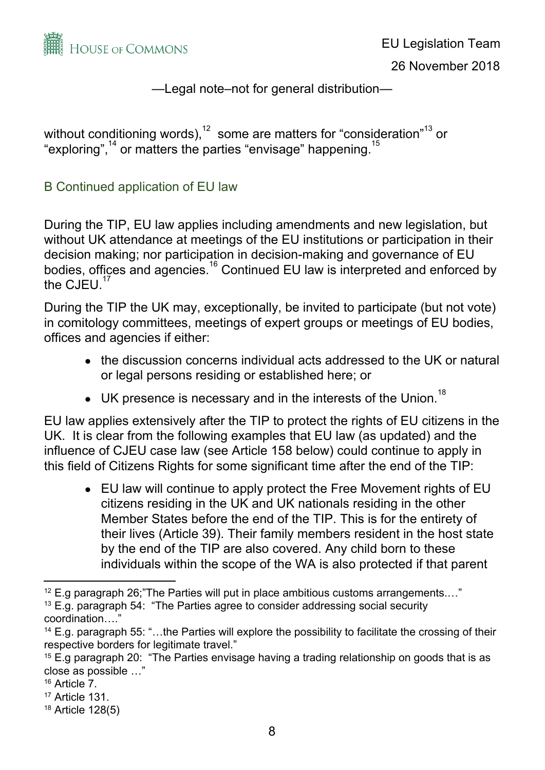without conditioning words),[12] some are matters for "consideration"[13] or "exploring",[14] or matters the parties "envisage" happening.[15]

## B Continued application of EU law

During the TIP, EU law applies including amendments and new legislation, but without UK attendance at meetings of the EU institutions or participation in their decision making; nor participation in decision-making and governance of EU bodies, offices and agencies.[16] Continued EU law is interpreted and enforced by the CJEU.[17]

During the TIP the UK may, exceptionally, be invited to participate (but not vote) in comitology committees, meetings of expert groups or meetings of EU bodies, offices and agencies if either:

- the discussion concerns individual acts addressed to the UK or natural or legal persons residing or established here; or
- UK presence is necessary and in the interests of the Union.[18]

EU law applies extensively after the TIP to protect the rights of EU citizens in the UK. It is clear from the following examples that EU law (as updated) and the influence of CJEU case law (see Article 158 below) could continue to apply in this field of Citizens Rights for some significant time after the end of the TIP:

- EU law will continue to apply protect the Free Movement rights of EU citizens residing in the UK and UK nationals residing in the other Member States before the end of the TIP. This is for the entirety of their lives (Article 39). Their family members resident in the host state by the end of the TIP are also covered. Any child born to these individuals within the scope of the WA is also protected if that parent

---

[12] E.g paragraph 26;"The Parties will put in place ambitious customs arrangements.…"

[13] E.g. paragraph 54: "The Parties agree to consider addressing social security coordination…."

[14] E.g. paragraph 55: "…the Parties will explore the possibility to facilitate the crossing of their respective borders for legitimate travel."

[15] E.g paragraph 20: "The Parties envisage having a trading relationship on goods that is as close as possible …"

[16] Article 7.

[17] Article 131.

[18] Article 128(5)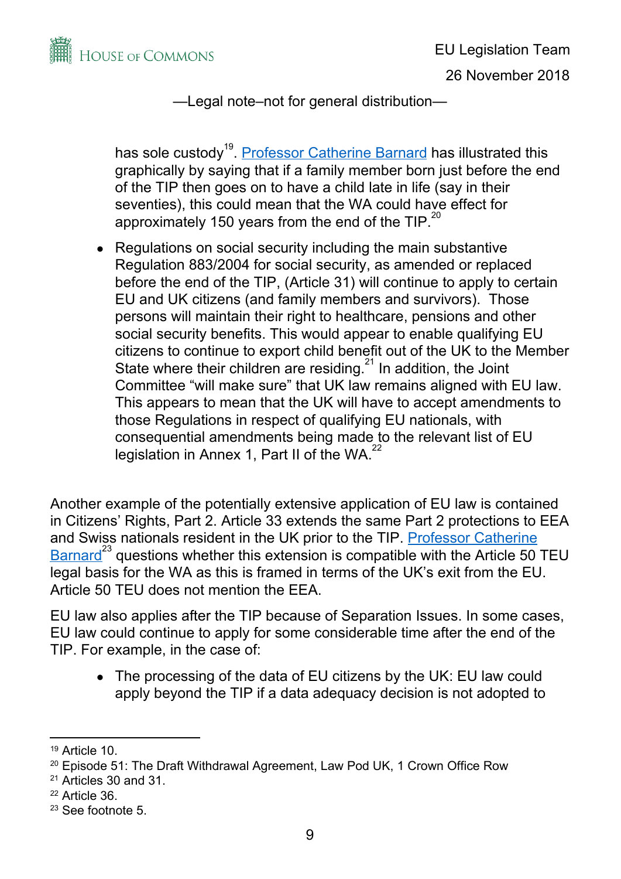has sole custody[19]. [Professor Catherine Barnard] has illustrated this graphically by saying that if a family member born just before the end of the TIP then goes on to have a child late in life (say in their seventies), this could mean that the WA could have effect for approximately 150 years from the end of the TIP.[20]

- Regulations on social security including the main substantive Regulation 883/2004 for social security, as amended or replaced before the end of the TIP, (Article 31) will continue to apply to certain EU and UK citizens (and family members and survivors). Those persons will maintain their right to healthcare, pensions and other social security benefits. This would appear to enable qualifying EU citizens to continue to export child benefit out of the UK to the Member State where their children are residing.[21] In addition, the Joint Committee "will make sure" that UK law remains aligned with EU law. This appears to mean that the UK will have to accept amendments to those Regulations in respect of qualifying EU nationals, with consequential amendments being made to the relevant list of EU legislation in Annex 1, Part II of the WA.[22]

Another example of the potentially extensive application of EU law is contained in Citizens' Rights, Part 2. Article 33 extends the same Part 2 protections to EEA and Swiss nationals resident in the UK prior to the TIP. [Professor Catherine Barnard][23] questions whether this extension is compatible with the Article 50 TEU legal basis for the WA as this is framed in terms of the UK's exit from the EU. Article 50 TEU does not mention the EEA.

EU law also applies after the TIP because of Separation Issues. In some cases, EU law could continue to apply for some considerable time after the end of the TIP. For example, in the case of:

- The processing of the data of EU citizens by the UK: EU law could apply beyond the TIP if a data adequacy decision is not adopted to

---

[19] Article 10.
[20] Episode 51: The Draft Withdrawal Agreement, Law Pod UK, 1 Crown Office Row
[21] Articles 30 and 31.
[22] Article 36.
[23] See footnote 5.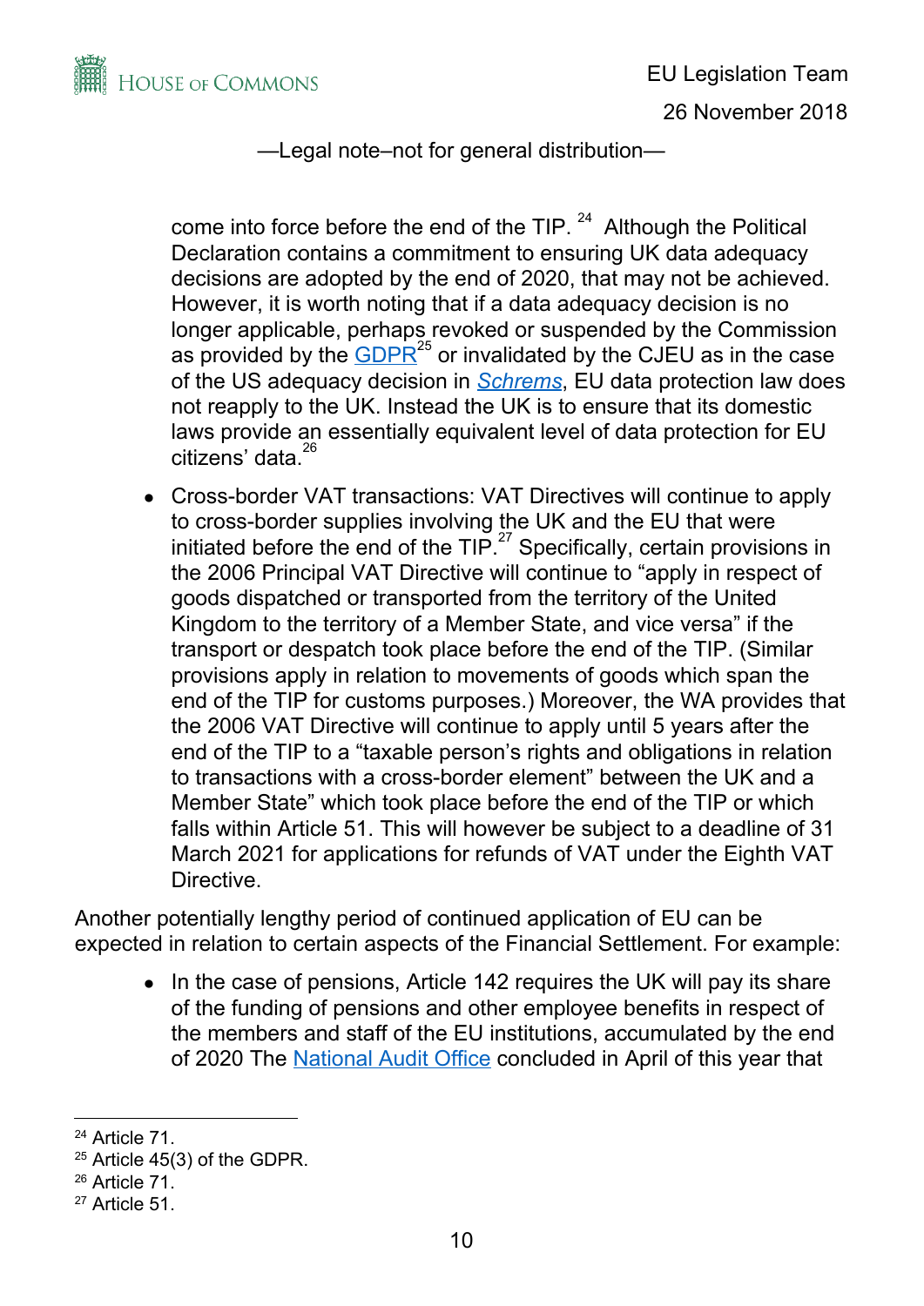come into force before the end of the TIP. [24] Although the Political Declaration contains a commitment to ensuring UK data adequacy decisions are adopted by the end of 2020, that may not be achieved. However, it is worth noting that if a data adequacy decision is no longer applicable, perhaps revoked or suspended by the Commission as provided by the GDPR[25] or invalidated by the CJEU as in the case of the US adequacy decision in *Schrems*, EU data protection law does not reapply to the UK. Instead the UK is to ensure that its domestic laws provide an essentially equivalent level of data protection for EU citizens' data.[26]

- Cross-border VAT transactions: VAT Directives will continue to apply to cross-border supplies involving the UK and the EU that were initiated before the end of the TIP.[27] Specifically, certain provisions in the 2006 Principal VAT Directive will continue to "apply in respect of goods dispatched or transported from the territory of the United Kingdom to the territory of a Member State, and vice versa" if the transport or despatch took place before the end of the TIP. (Similar provisions apply in relation to movements of goods which span the end of the TIP for customs purposes.) Moreover, the WA provides that the 2006 VAT Directive will continue to apply until 5 years after the end of the TIP to a "taxable person's rights and obligations in relation to transactions with a cross-border element" between the UK and a Member State" which took place before the end of the TIP or which falls within Article 51. This will however be subject to a deadline of 31 March 2021 for applications for refunds of VAT under the Eighth VAT Directive.

Another potentially lengthy period of continued application of EU can be expected in relation to certain aspects of the Financial Settlement. For example:

- In the case of pensions, Article 142 requires the UK will pay its share of the funding of pensions and other employee benefits in respect of the members and staff of the EU institutions, accumulated by the end of 2020 The National Audit Office concluded in April of this year that

[24] Article 71.

[25] Article 45(3) of the GDPR.

[26] Article 71.

[27] Article 51.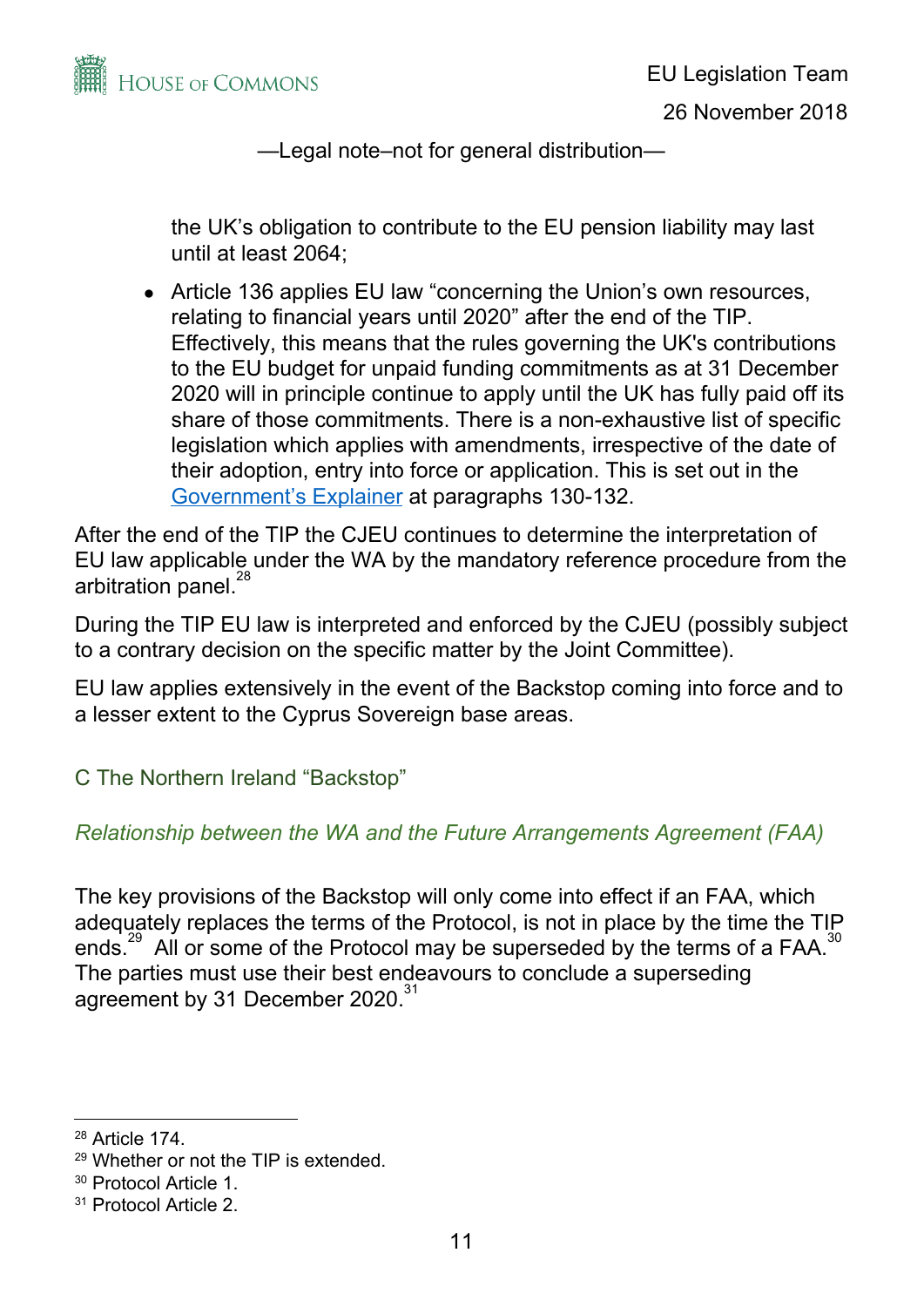the UK's obligation to contribute to the EU pension liability may last until at least 2064;

- Article 136 applies EU law "concerning the Union's own resources, relating to financial years until 2020" after the end of the TIP. Effectively, this means that the rules governing the UK's contributions to the EU budget for unpaid funding commitments as at 31 December 2020 will in principle continue to apply until the UK has fully paid off its share of those commitments. There is a non-exhaustive list of specific legislation which applies with amendments, irrespective of the date of their adoption, entry into force or application. This is set out in the [Government's Explainer](Government's Explainer) at paragraphs 130-132.

After the end of the TIP the CJEU continues to determine the interpretation of EU law applicable under the WA by the mandatory reference procedure from the arbitration panel.[28]

During the TIP EU law is interpreted and enforced by the CJEU (possibly subject to a contrary decision on the specific matter by the Joint Committee).

EU law applies extensively in the event of the Backstop coming into force and to a lesser extent to the Cyprus Sovereign base areas.

## C The Northern Ireland "Backstop"

### *Relationship between the WA and the Future Arrangements Agreement (FAA)*

The key provisions of the Backstop will only come into effect if an FAA, which adequately replaces the terms of the Protocol, is not in place by the time the TIP ends.[29] All or some of the Protocol may be superseded by the terms of a FAA.[30] The parties must use their best endeavours to conclude a superseding agreement by 31 December 2020.[31]

---

[28] Article 174.

[29] Whether or not the TIP is extended.

[30] Protocol Article 1.

[31] Protocol Article 2.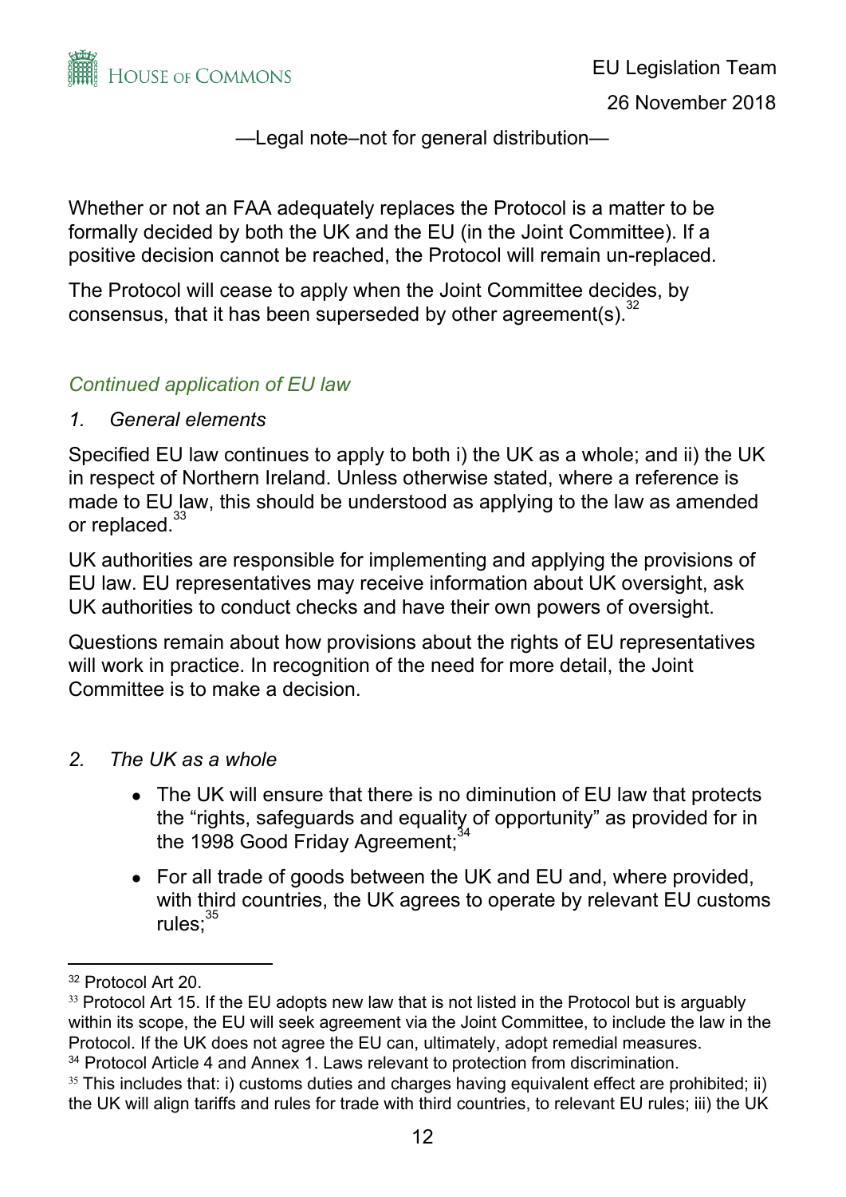—Legal note–not for general distribution—

Whether or not an FAA adequately replaces the Protocol is a matter to be formally decided by both the UK and the EU (in the Joint Committee). If a positive decision cannot be reached, the Protocol will remain un-replaced.

The Protocol will cease to apply when the Joint Committee decides, by consensus, that it has been superseded by other agreement(s).[32]

*Continued application of EU law*

*1. General elements*

Specified EU law continues to apply to both i) the UK as a whole; and ii) the UK in respect of Northern Ireland. Unless otherwise stated, where a reference is made to EU law, this should be understood as applying to the law as amended or replaced.[33]

UK authorities are responsible for implementing and applying the provisions of EU law. EU representatives may receive information about UK oversight, ask UK authorities to conduct checks and have their own powers of oversight.

Questions remain about how provisions about the rights of EU representatives will work in practice. In recognition of the need for more detail, the Joint Committee is to make a decision.

*2. The UK as a whole*

- The UK will ensure that there is no diminution of EU law that protects the "rights, safeguards and equality of opportunity" as provided for in the 1998 Good Friday Agreement;[34]
- For all trade of goods between the UK and EU and, where provided, with third countries, the UK agrees to operate by relevant EU customs rules;[35]

---

[32] Protocol Art 20.

[33] Protocol Art 15. If the EU adopts new law that is not listed in the Protocol but is arguably within its scope, the EU will seek agreement via the Joint Committee, to include the law in the Protocol. If the UK does not agree the EU can, ultimately, adopt remedial measures.

[34] Protocol Article 4 and Annex 1. Laws relevant to protection from discrimination.

[35] This includes that: i) customs duties and charges having equivalent effect are prohibited; ii) the UK will align tariffs and rules for trade with third countries, to relevant EU rules; iii) the UK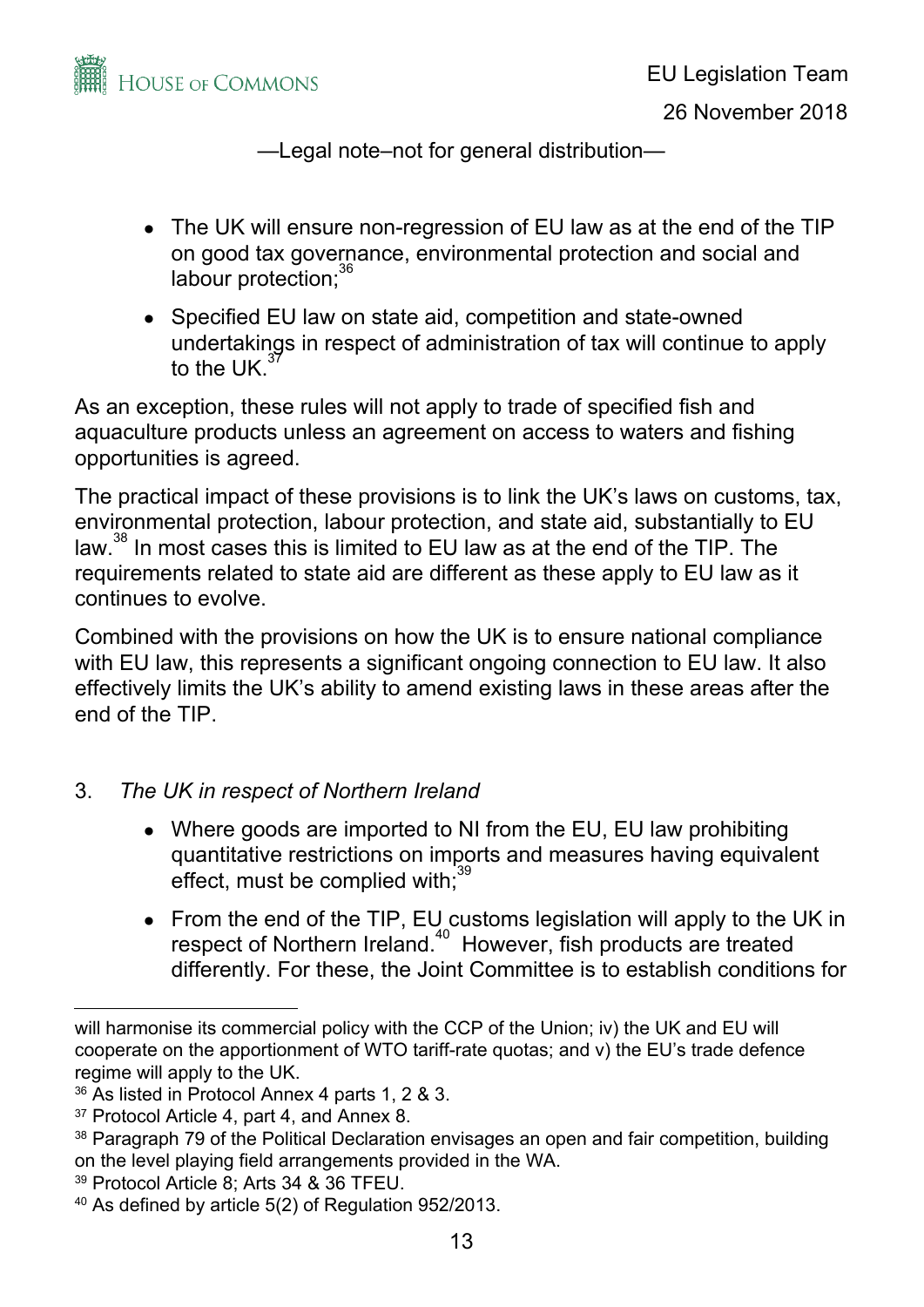—Legal note–not for general distribution—

- The UK will ensure non-regression of EU law as at the end of the TIP on good tax governance, environmental protection and social and labour protection;[36]
- Specified EU law on state aid, competition and state-owned undertakings in respect of administration of tax will continue to apply to the UK.[37]

As an exception, these rules will not apply to trade of specified fish and aquaculture products unless an agreement on access to waters and fishing opportunities is agreed.

The practical impact of these provisions is to link the UK's laws on customs, tax, environmental protection, labour protection, and state aid, substantially to EU law.[38] In most cases this is limited to EU law as at the end of the TIP. The requirements related to state aid are different as these apply to EU law as it continues to evolve.

Combined with the provisions on how the UK is to ensure national compliance with EU law, this represents a significant ongoing connection to EU law. It also effectively limits the UK's ability to amend existing laws in these areas after the end of the TIP.

3. *The UK in respect of Northern Ireland*

   - Where goods are imported to NI from the EU, EU law prohibiting quantitative restrictions on imports and measures having equivalent effect, must be complied with;[39]
   - From the end of the TIP, EU customs legislation will apply to the UK in respect of Northern Ireland.[40] However, fish products are treated differently. For these, the Joint Committee is to establish conditions for

---

will harmonise its commercial policy with the CCP of the Union; iv) the UK and EU will cooperate on the apportionment of WTO tariff-rate quotas; and v) the EU's trade defence regime will apply to the UK.

[36] As listed in Protocol Annex 4 parts 1, 2 & 3.

[37] Protocol Article 4, part 4, and Annex 8.

[38] Paragraph 79 of the Political Declaration envisages an open and fair competition, building on the level playing field arrangements provided in the WA.

[39] Protocol Article 8; Arts 34 & 36 TFEU.

[40] As defined by article 5(2) of Regulation 952/2013.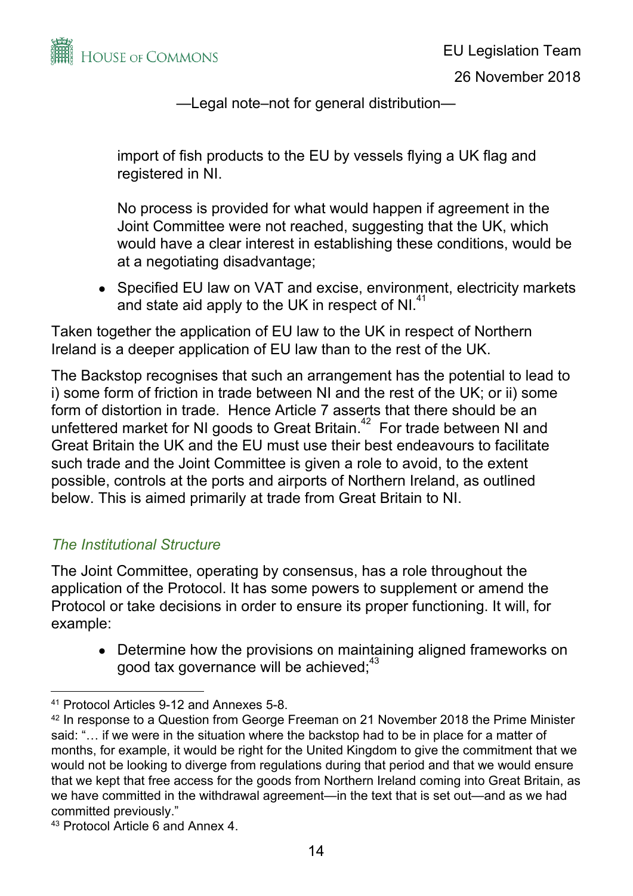import of fish products to the EU by vessels flying a UK flag and registered in NI.

No process is provided for what would happen if agreement in the Joint Committee were not reached, suggesting that the UK, which would have a clear interest in establishing these conditions, would be at a negotiating disadvantage;

- Specified EU law on VAT and excise, environment, electricity markets and state aid apply to the UK in respect of NI.[41]

Taken together the application of EU law to the UK in respect of Northern Ireland is a deeper application of EU law than to the rest of the UK.

The Backstop recognises that such an arrangement has the potential to lead to i) some form of friction in trade between NI and the rest of the UK; or ii) some form of distortion in trade. Hence Article 7 asserts that there should be an unfettered market for NI goods to Great Britain.[42] For trade between NI and Great Britain the UK and the EU must use their best endeavours to facilitate such trade and the Joint Committee is given a role to avoid, to the extent possible, controls at the ports and airports of Northern Ireland, as outlined below. This is aimed primarily at trade from Great Britain to NI.

### *The Institutional Structure*

The Joint Committee, operating by consensus, has a role throughout the application of the Protocol. It has some powers to supplement or amend the Protocol or take decisions in order to ensure its proper functioning. It will, for example:

- Determine how the provisions on maintaining aligned frameworks on good tax governance will be achieved;[43]

---

[41] Protocol Articles 9-12 and Annexes 5-8.

[42] In response to a Question from George Freeman on 21 November 2018 the Prime Minister said: "… if we were in the situation where the backstop had to be in place for a matter of months, for example, it would be right for the United Kingdom to give the commitment that we would not be looking to diverge from regulations during that period and that we would ensure that we kept that free access for the goods from Northern Ireland coming into Great Britain, as we have committed in the withdrawal agreement—in the text that is set out—and as we had committed previously."

[43] Protocol Article 6 and Annex 4.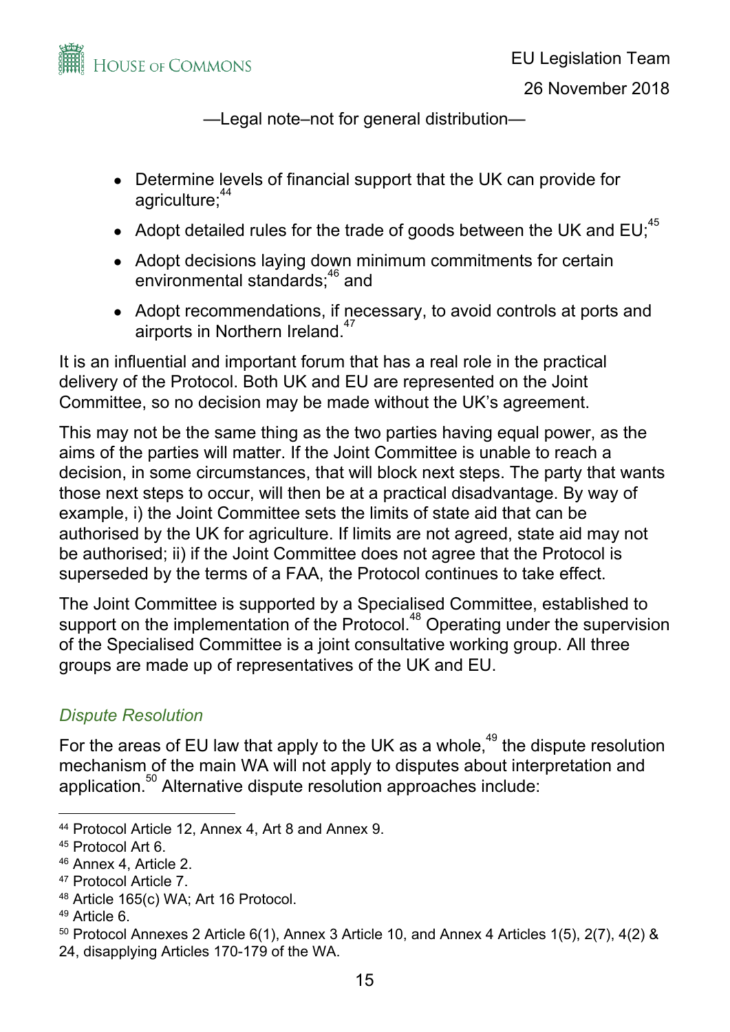—Legal note–not for general distribution—

- Determine levels of financial support that the UK can provide for agriculture;[44]
- Adopt detailed rules for the trade of goods between the UK and EU;[45]
- Adopt decisions laying down minimum commitments for certain environmental standards;[46] and
- Adopt recommendations, if necessary, to avoid controls at ports and airports in Northern Ireland.[47]

It is an influential and important forum that has a real role in the practical delivery of the Protocol. Both UK and EU are represented on the Joint Committee, so no decision may be made without the UK's agreement.

This may not be the same thing as the two parties having equal power, as the aims of the parties will matter. If the Joint Committee is unable to reach a decision, in some circumstances, that will block next steps. The party that wants those next steps to occur, will then be at a practical disadvantage. By way of example, i) the Joint Committee sets the limits of state aid that can be authorised by the UK for agriculture. If limits are not agreed, state aid may not be authorised; ii) if the Joint Committee does not agree that the Protocol is superseded by the terms of a FAA, the Protocol continues to take effect.

The Joint Committee is supported by a Specialised Committee, established to support on the implementation of the Protocol.[48] Operating under the supervision of the Specialised Committee is a joint consultative working group. All three groups are made up of representatives of the UK and EU.

### *Dispute Resolution*

For the areas of EU law that apply to the UK as a whole,[49] the dispute resolution mechanism of the main WA will not apply to disputes about interpretation and application.[50] Alternative dispute resolution approaches include:

---

[44] Protocol Article 12, Annex 4, Art 8 and Annex 9.

[45] Protocol Art 6.

[46] Annex 4, Article 2.

[47] Protocol Article 7.

[48] Article 165(c) WA; Art 16 Protocol.

[49] Article 6.

[50] Protocol Annexes 2 Article 6(1), Annex 3 Article 10, and Annex 4 Articles 1(5), 2(7), 4(2) & 24, disapplying Articles 170-179 of the WA.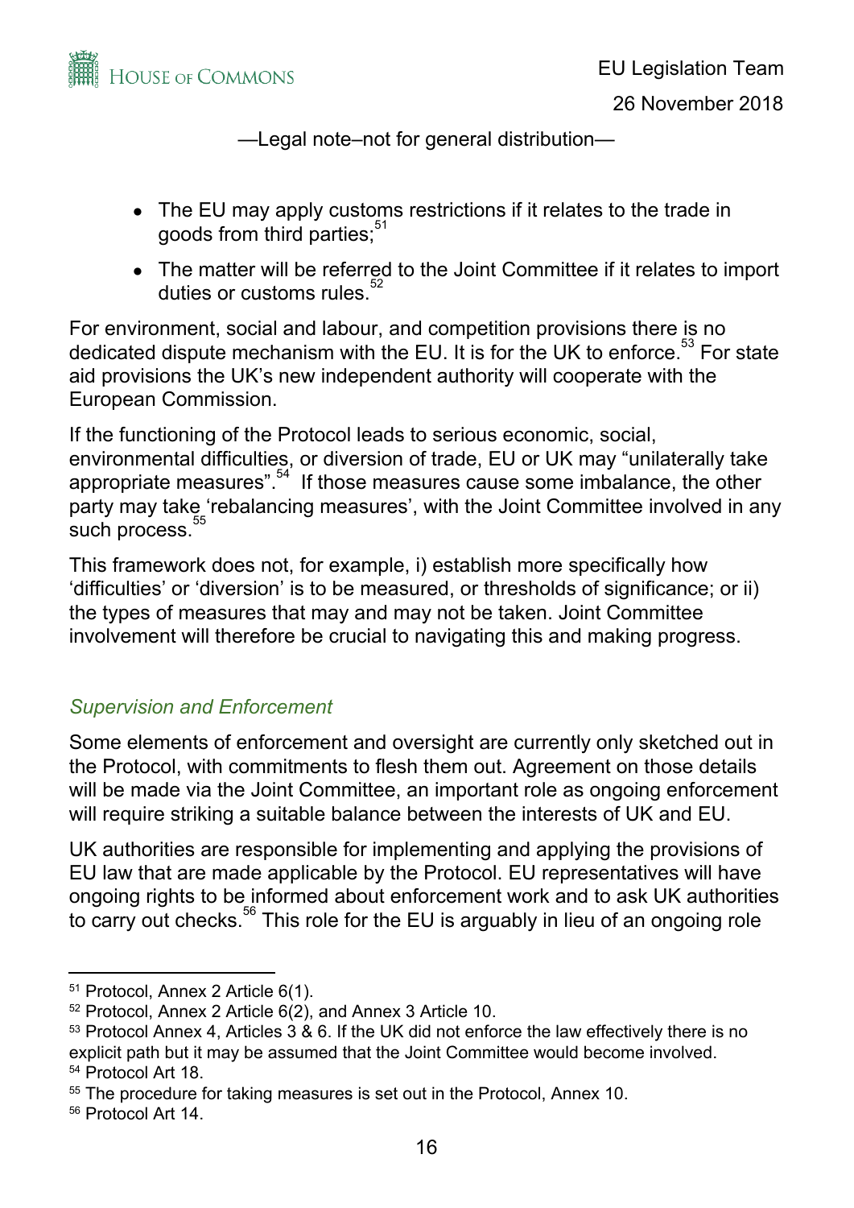- The EU may apply customs restrictions if it relates to the trade in goods from third parties;[51]
- The matter will be referred to the Joint Committee if it relates to import duties or customs rules.[52]

For environment, social and labour, and competition provisions there is no dedicated dispute mechanism with the EU. It is for the UK to enforce.[53] For state aid provisions the UK's new independent authority will cooperate with the European Commission.

If the functioning of the Protocol leads to serious economic, social, environmental difficulties, or diversion of trade, EU or UK may "unilaterally take appropriate measures".[54] If those measures cause some imbalance, the other party may take 'rebalancing measures', with the Joint Committee involved in any such process.[55]

This framework does not, for example, i) establish more specifically how 'difficulties' or 'diversion' is to be measured, or thresholds of significance; or ii) the types of measures that may and may not be taken. Joint Committee involvement will therefore be crucial to navigating this and making progress.

### *Supervision and Enforcement*

Some elements of enforcement and oversight are currently only sketched out in the Protocol, with commitments to flesh them out. Agreement on those details will be made via the Joint Committee, an important role as ongoing enforcement will require striking a suitable balance between the interests of UK and EU.

UK authorities are responsible for implementing and applying the provisions of EU law that are made applicable by the Protocol. EU representatives will have ongoing rights to be informed about enforcement work and to ask UK authorities to carry out checks.[56] This role for the EU is arguably in lieu of an ongoing role

---

[51] Protocol, Annex 2 Article 6(1).

[52] Protocol, Annex 2 Article 6(2), and Annex 3 Article 10.

[53] Protocol Annex 4, Articles 3 & 6. If the UK did not enforce the law effectively there is no explicit path but it may be assumed that the Joint Committee would become involved.

[54] Protocol Art 18.

[55] The procedure for taking measures is set out in the Protocol, Annex 10.

[56] Protocol Art 14.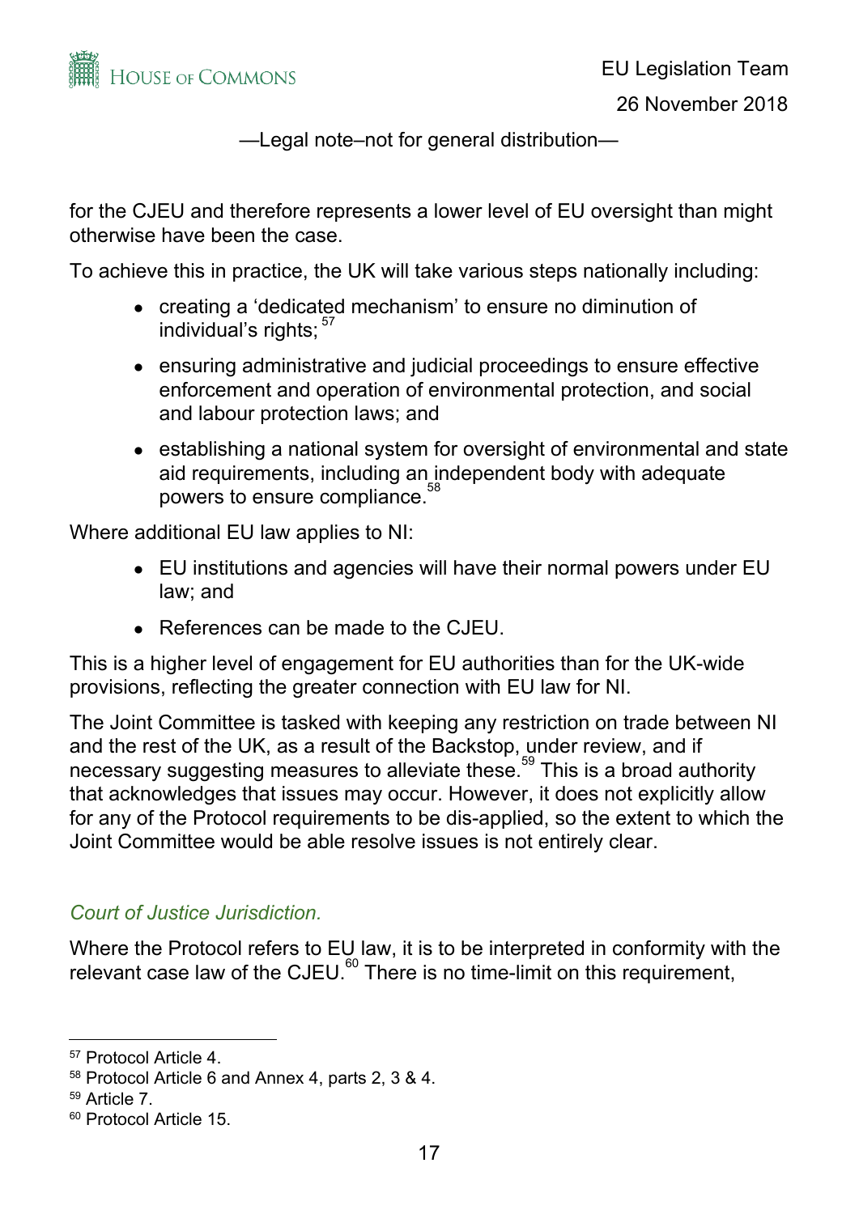for the CJEU and therefore represents a lower level of EU oversight than might otherwise have been the case.

To achieve this in practice, the UK will take various steps nationally including:

- creating a 'dedicated mechanism' to ensure no diminution of individual's rights; [57]
- ensuring administrative and judicial proceedings to ensure effective enforcement and operation of environmental protection, and social and labour protection laws; and
- establishing a national system for oversight of environmental and state aid requirements, including an independent body with adequate powers to ensure compliance.[58]

Where additional EU law applies to NI:

- EU institutions and agencies will have their normal powers under EU law; and
- References can be made to the CJEU.

This is a higher level of engagement for EU authorities than for the UK-wide provisions, reflecting the greater connection with EU law for NI.

The Joint Committee is tasked with keeping any restriction on trade between NI and the rest of the UK, as a result of the Backstop, under review, and if necessary suggesting measures to alleviate these.[59] This is a broad authority that acknowledges that issues may occur. However, it does not explicitly allow for any of the Protocol requirements to be dis-applied, so the extent to which the Joint Committee would be able resolve issues is not entirely clear.

### *Court of Justice Jurisdiction.*

Where the Protocol refers to EU law, it is to be interpreted in conformity with the relevant case law of the CJEU.[60] There is no time-limit on this requirement,

---

[57] Protocol Article 4.

[58] Protocol Article 6 and Annex 4, parts 2, 3 & 4.

[59] Article 7.

[60] Protocol Article 15.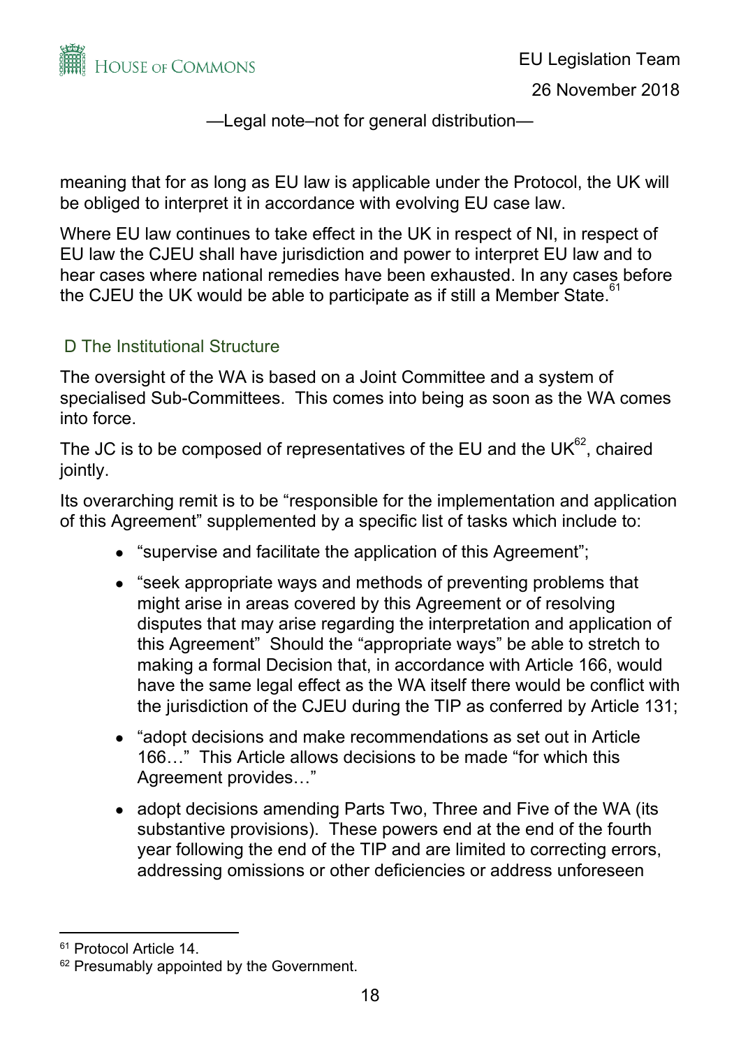meaning that for as long as EU law is applicable under the Protocol, the UK will be obliged to interpret it in accordance with evolving EU case law.

Where EU law continues to take effect in the UK in respect of NI, in respect of EU law the CJEU shall have jurisdiction and power to interpret EU law and to hear cases where national remedies have been exhausted. In any cases before the CJEU the UK would be able to participate as if still a Member State.[61]

### D The Institutional Structure

The oversight of the WA is based on a Joint Committee and a system of specialised Sub-Committees. This comes into being as soon as the WA comes into force.

The JC is to be composed of representatives of the EU and the UK[62], chaired jointly.

Its overarching remit is to be "responsible for the implementation and application of this Agreement" supplemented by a specific list of tasks which include to:

- "supervise and facilitate the application of this Agreement";
- "seek appropriate ways and methods of preventing problems that might arise in areas covered by this Agreement or of resolving disputes that may arise regarding the interpretation and application of this Agreement" Should the "appropriate ways" be able to stretch to making a formal Decision that, in accordance with Article 166, would have the same legal effect as the WA itself there would be conflict with the jurisdiction of the CJEU during the TIP as conferred by Article 131;
- "adopt decisions and make recommendations as set out in Article 166…" This Article allows decisions to be made "for which this Agreement provides…"
- adopt decisions amending Parts Two, Three and Five of the WA (its substantive provisions). These powers end at the end of the fourth year following the end of the TIP and are limited to correcting errors, addressing omissions or other deficiencies or address unforeseen

---

[61] Protocol Article 14.

[62] Presumably appointed by the Government.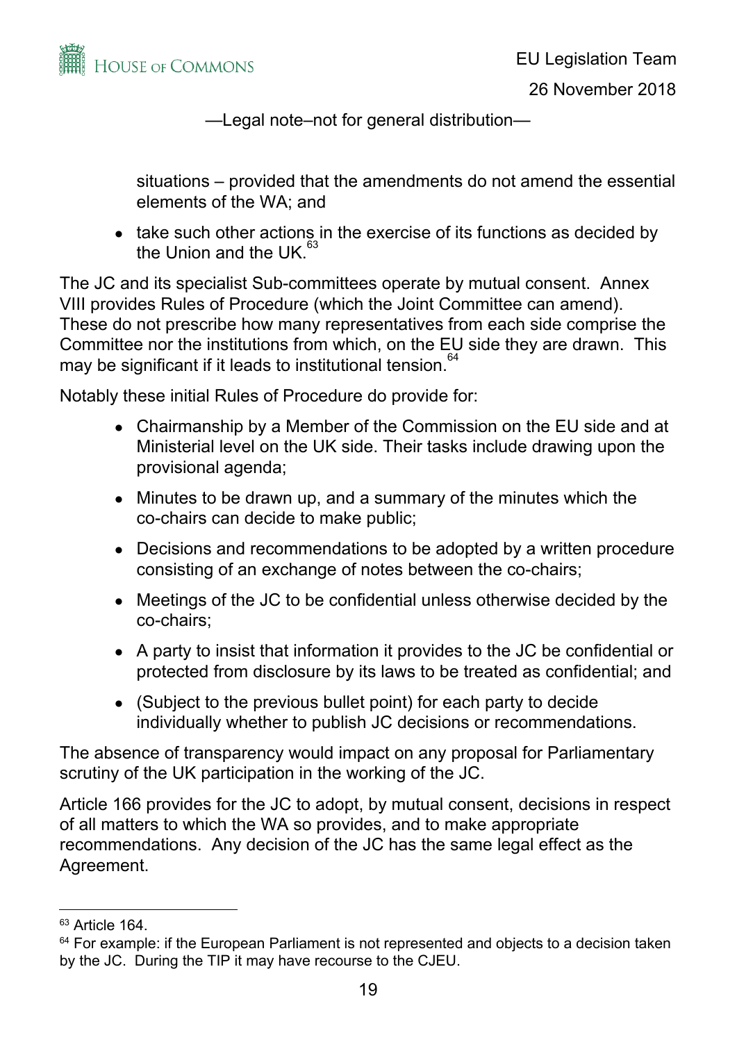situations – provided that the amendments do not amend the essential elements of the WA; and

- take such other actions in the exercise of its functions as decided by the Union and the UK.[63]

The JC and its specialist Sub-committees operate by mutual consent. Annex VIII provides Rules of Procedure (which the Joint Committee can amend). These do not prescribe how many representatives from each side comprise the Committee nor the institutions from which, on the EU side they are drawn. This may be significant if it leads to institutional tension.[64]

Notably these initial Rules of Procedure do provide for:

- Chairmanship by a Member of the Commission on the EU side and at Ministerial level on the UK side. Their tasks include drawing upon the provisional agenda;
- Minutes to be drawn up, and a summary of the minutes which the co-chairs can decide to make public;
- Decisions and recommendations to be adopted by a written procedure consisting of an exchange of notes between the co-chairs;
- Meetings of the JC to be confidential unless otherwise decided by the co-chairs;
- A party to insist that information it provides to the JC be confidential or protected from disclosure by its laws to be treated as confidential; and
- (Subject to the previous bullet point) for each party to decide individually whether to publish JC decisions or recommendations.

The absence of transparency would impact on any proposal for Parliamentary scrutiny of the UK participation in the working of the JC.

Article 166 provides for the JC to adopt, by mutual consent, decisions in respect of all matters to which the WA so provides, and to make appropriate recommendations. Any decision of the JC has the same legal effect as the Agreement.

---

[63] Article 164.

[64] For example: if the European Parliament is not represented and objects to a decision taken by the JC. During the TIP it may have recourse to the CJEU.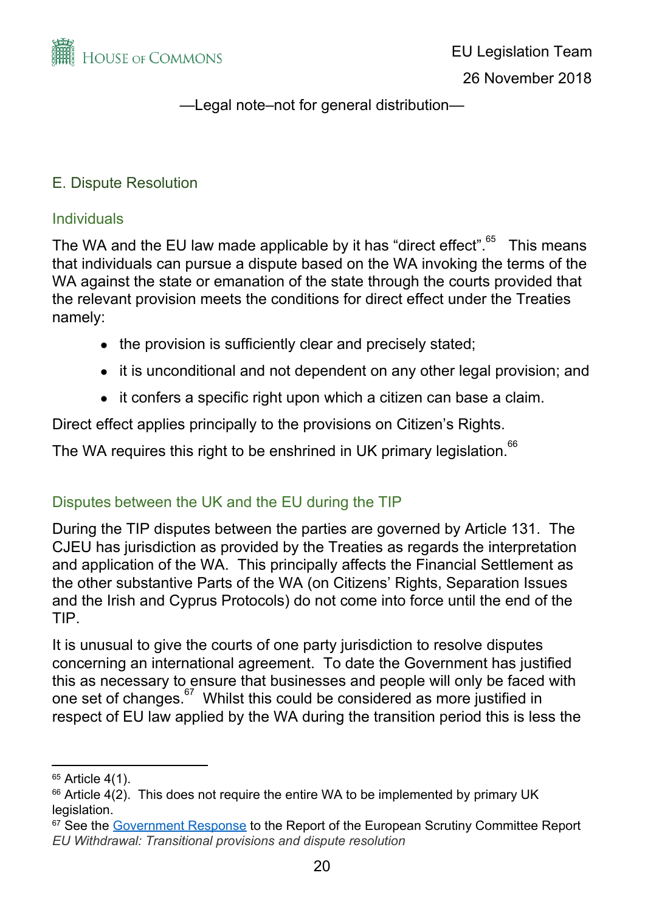—Legal note–not for general distribution—

## E. Dispute Resolution

### Individuals

The WA and the EU law made applicable by it has "direct effect".[65] This means that individuals can pursue a dispute based on the WA invoking the terms of the WA against the state or emanation of the state through the courts provided that the relevant provision meets the conditions for direct effect under the Treaties namely:

- the provision is sufficiently clear and precisely stated;
- it is unconditional and not dependent on any other legal provision; and
- it confers a specific right upon which a citizen can base a claim.

Direct effect applies principally to the provisions on Citizen's Rights.

The WA requires this right to be enshrined in UK primary legislation.[66]

### Disputes between the UK and the EU during the TIP

During the TIP disputes between the parties are governed by Article 131. The CJEU has jurisdiction as provided by the Treaties as regards the interpretation and application of the WA. This principally affects the Financial Settlement as the other substantive Parts of the WA (on Citizens' Rights, Separation Issues and the Irish and Cyprus Protocols) do not come into force until the end of the TIP.

It is unusual to give the courts of one party jurisdiction to resolve disputes concerning an international agreement. To date the Government has justified this as necessary to ensure that businesses and people will only be faced with one set of changes.[67] Whilst this could be considered as more justified in respect of EU law applied by the WA during the transition period this is less the

---

[65] Article 4(1).

[66] Article 4(2). This does not require the entire WA to be implemented by primary UK legislation.

[67] See the Government Response to the Report of the European Scrutiny Committee Report *EU Withdrawal: Transitional provisions and dispute resolution*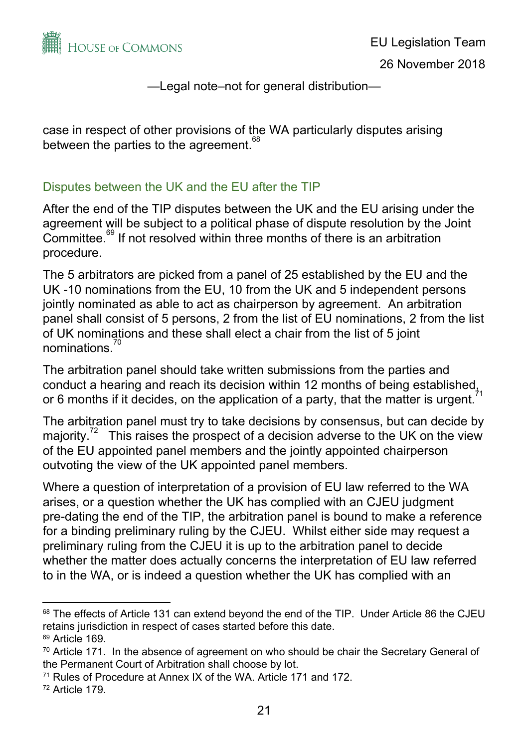—Legal note–not for general distribution—

case in respect of other provisions of the WA particularly disputes arising between the parties to the agreement.[68]

## Disputes between the UK and the EU after the TIP

After the end of the TIP disputes between the UK and the EU arising under the agreement will be subject to a political phase of dispute resolution by the Joint Committee.[69] If not resolved within three months of there is an arbitration procedure.

The 5 arbitrators are picked from a panel of 25 established by the EU and the UK -10 nominations from the EU, 10 from the UK and 5 independent persons jointly nominated as able to act as chairperson by agreement. An arbitration panel shall consist of 5 persons, 2 from the list of EU nominations, 2 from the list of UK nominations and these shall elect a chair from the list of 5 joint nominations.[70]

The arbitration panel should take written submissions from the parties and conduct a hearing and reach its decision within 12 months of being established, or 6 months if it decides, on the application of a party, that the matter is urgent.[71]

The arbitration panel must try to take decisions by consensus, but can decide by majority.[72] This raises the prospect of a decision adverse to the UK on the view of the EU appointed panel members and the jointly appointed chairperson outvoting the view of the UK appointed panel members.

Where a question of interpretation of a provision of EU law referred to the WA arises, or a question whether the UK has complied with an CJEU judgment pre-dating the end of the TIP, the arbitration panel is bound to make a reference for a binding preliminary ruling by the CJEU. Whilst either side may request a preliminary ruling from the CJEU it is up to the arbitration panel to decide whether the matter does actually concerns the interpretation of EU law referred to in the WA, or is indeed a question whether the UK has complied with an

---

[68] The effects of Article 131 can extend beyond the end of the TIP. Under Article 86 the CJEU retains jurisdiction in respect of cases started before this date.

[69] Article 169.

[70] Article 171. In the absence of agreement on who should be chair the Secretary General of the Permanent Court of Arbitration shall choose by lot.

[71] Rules of Procedure at Annex IX of the WA. Article 171 and 172.

[72] Article 179.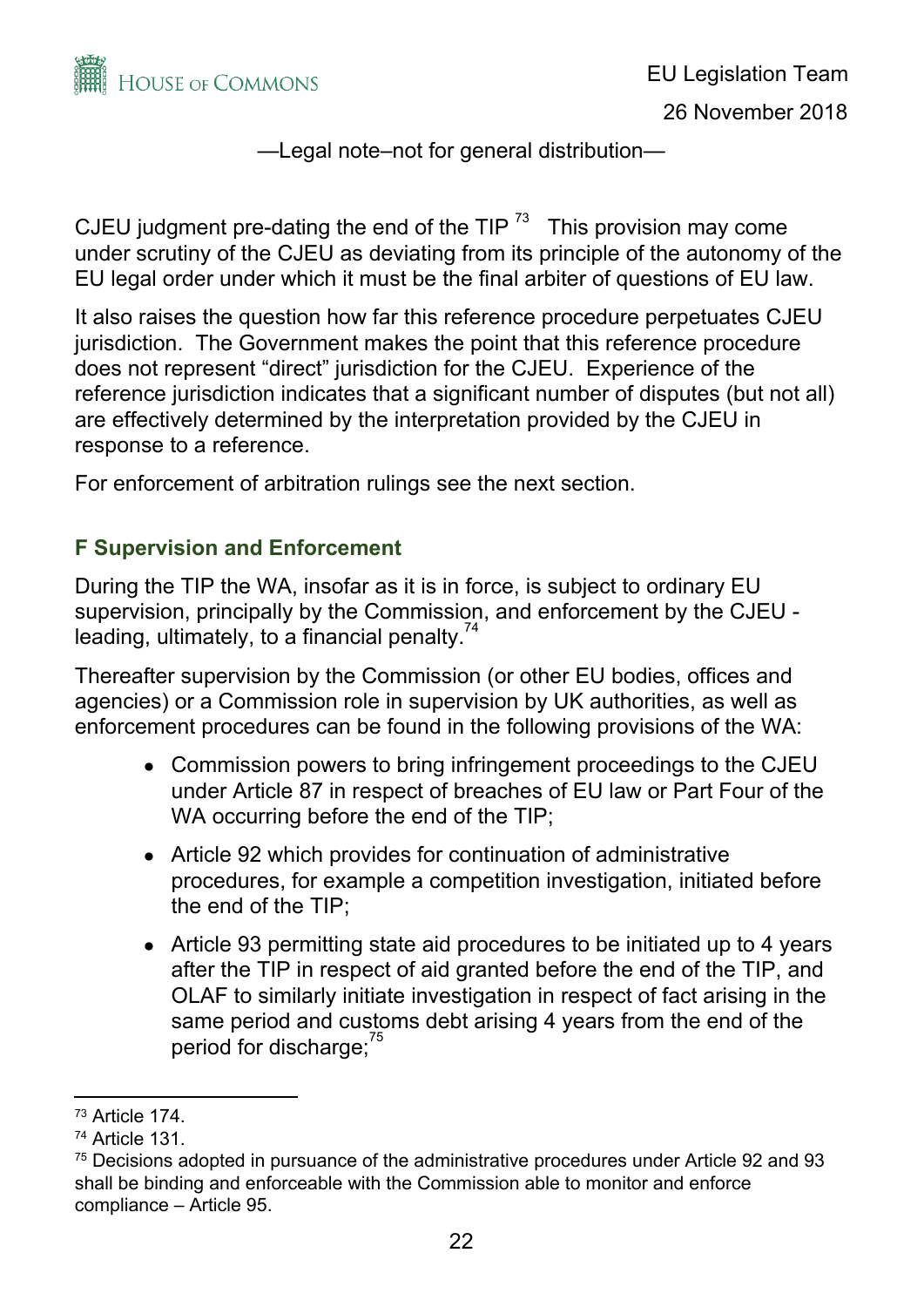CJEU judgment pre-dating the end of the TIP [73] This provision may come under scrutiny of the CJEU as deviating from its principle of the autonomy of the EU legal order under which it must be the final arbiter of questions of EU law.

It also raises the question how far this reference procedure perpetuates CJEU jurisdiction. The Government makes the point that this reference procedure does not represent "direct" jurisdiction for the CJEU. Experience of the reference jurisdiction indicates that a significant number of disputes (but not all) are effectively determined by the interpretation provided by the CJEU in response to a reference.

For enforcement of arbitration rulings see the next section.

## F Supervision and Enforcement

During the TIP the WA, insofar as it is in force, is subject to ordinary EU supervision, principally by the Commission, and enforcement by the CJEU - leading, ultimately, to a financial penalty.[74]

Thereafter supervision by the Commission (or other EU bodies, offices and agencies) or a Commission role in supervision by UK authorities, as well as enforcement procedures can be found in the following provisions of the WA:

- Commission powers to bring infringement proceedings to the CJEU under Article 87 in respect of breaches of EU law or Part Four of the WA occurring before the end of the TIP;
- Article 92 which provides for continuation of administrative procedures, for example a competition investigation, initiated before the end of the TIP;
- Article 93 permitting state aid procedures to be initiated up to 4 years after the TIP in respect of aid granted before the end of the TIP, and OLAF to similarly initiate investigation in respect of fact arising in the same period and customs debt arising 4 years from the end of the period for discharge;[75]

---

[73] Article 174.

[74] Article 131.

[75] Decisions adopted in pursuance of the administrative procedures under Article 92 and 93 shall be binding and enforceable with the Commission able to monitor and enforce compliance – Article 95.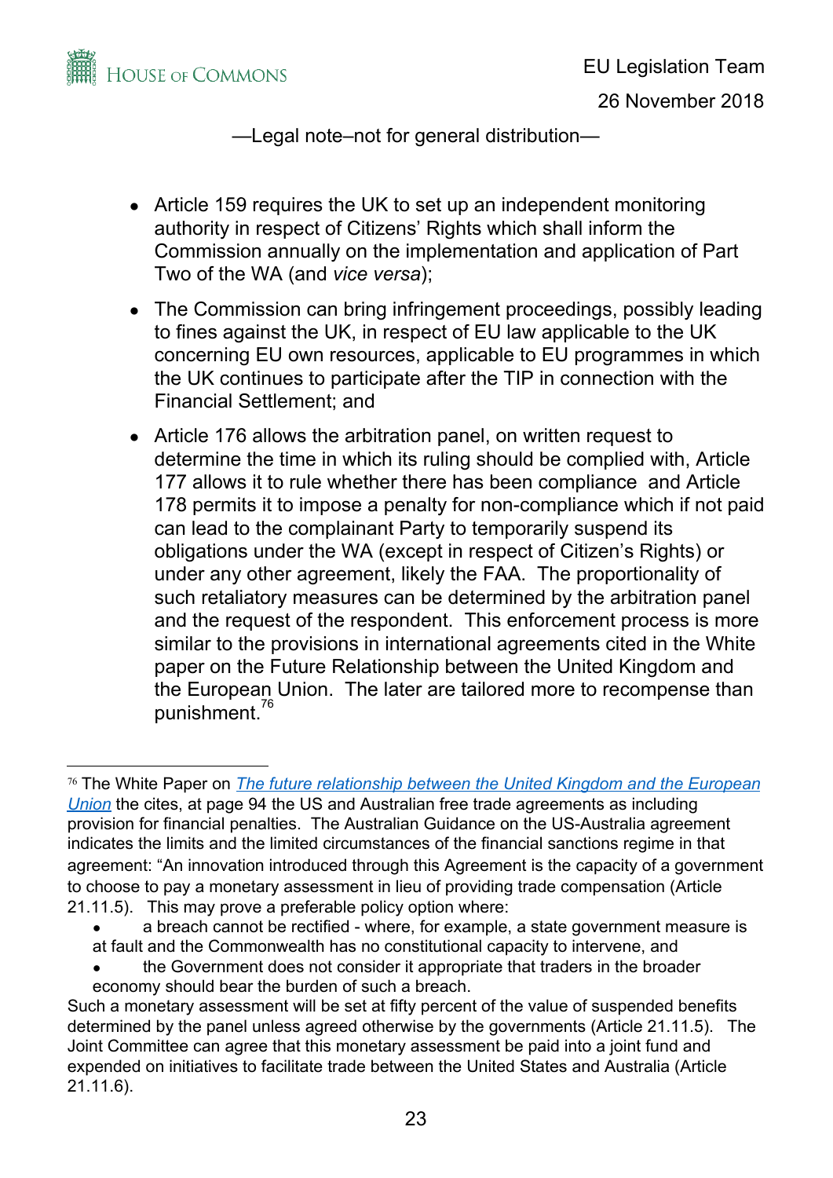—Legal note–not for general distribution—

- Article 159 requires the UK to set up an independent monitoring authority in respect of Citizens' Rights which shall inform the Commission annually on the implementation and application of Part Two of the WA (and *vice versa*);
- The Commission can bring infringement proceedings, possibly leading to fines against the UK, in respect of EU law applicable to the UK concerning EU own resources, applicable to EU programmes in which the UK continues to participate after the TIP in connection with the Financial Settlement; and
- Article 176 allows the arbitration panel, on written request to determine the time in which its ruling should be complied with, Article 177 allows it to rule whether there has been compliance and Article 178 permits it to impose a penalty for non-compliance which if not paid can lead to the complainant Party to temporarily suspend its obligations under the WA (except in respect of Citizen's Rights) or under any other agreement, likely the FAA. The proportionality of such retaliatory measures can be determined by the arbitration panel and the request of the respondent. This enforcement process is more similar to the provisions in international agreements cited in the White paper on the Future Relationship between the United Kingdom and the European Union. The later are tailored more to recompense than punishment.[76]

---

[76] The White Paper on *The future relationship between the United Kingdom and the European Union* the cites, at page 94 the US and Australian free trade agreements as including provision for financial penalties. The Australian Guidance on the US-Australia agreement indicates the limits and the limited circumstances of the financial sanctions regime in that agreement: "An innovation introduced through this Agreement is the capacity of a government to choose to pay a monetary assessment in lieu of providing trade compensation (Article 21.11.5). This may prove a preferable policy option where:

- a breach cannot be rectified - where, for example, a state government measure is at fault and the Commonwealth has no constitutional capacity to intervene, and
- the Government does not consider it appropriate that traders in the broader economy should bear the burden of such a breach.

Such a monetary assessment will be set at fifty percent of the value of suspended benefits determined by the panel unless agreed otherwise by the governments (Article 21.11.5). The Joint Committee can agree that this monetary assessment be paid into a joint fund and expended on initiatives to facilitate trade between the United States and Australia (Article 21.11.6).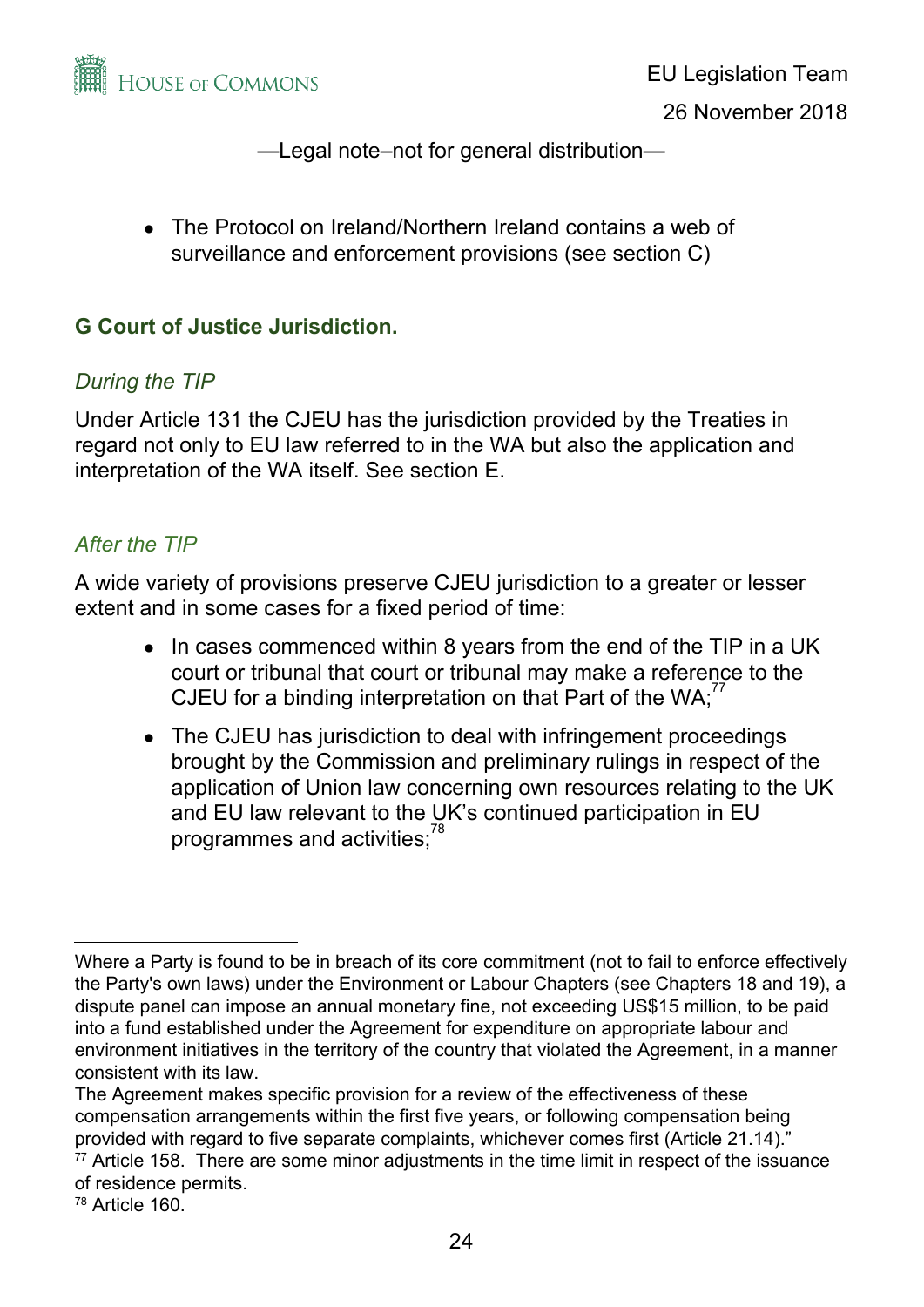- The Protocol on Ireland/Northern Ireland contains a web of surveillance and enforcement provisions (see section C)

## G Court of Justice Jurisdiction.

*During the TIP*

Under Article 131 the CJEU has the jurisdiction provided by the Treaties in regard not only to EU law referred to in the WA but also the application and interpretation of the WA itself. See section E.

*After the TIP*

A wide variety of provisions preserve CJEU jurisdiction to a greater or lesser extent and in some cases for a fixed period of time:

- In cases commenced within 8 years from the end of the TIP in a UK court or tribunal that court or tribunal may make a reference to the CJEU for a binding interpretation on that Part of the WA;[77]
- The CJEU has jurisdiction to deal with infringement proceedings brought by the Commission and preliminary rulings in respect of the application of Union law concerning own resources relating to the UK and EU law relevant to the UK's continued participation in EU programmes and activities;[78]

---

Where a Party is found to be in breach of its core commitment (not to fail to enforce effectively the Party's own laws) under the Environment or Labour Chapters (see Chapters 18 and 19), a dispute panel can impose an annual monetary fine, not exceeding US$15 million, to be paid into a fund established under the Agreement for expenditure on appropriate labour and environment initiatives in the territory of the country that violated the Agreement, in a manner consistent with its law.

The Agreement makes specific provision for a review of the effectiveness of these compensation arrangements within the first five years, or following compensation being provided with regard to five separate complaints, whichever comes first (Article 21.14)."

[77] Article 158. There are some minor adjustments in the time limit in respect of the issuance of residence permits.

[78] Article 160.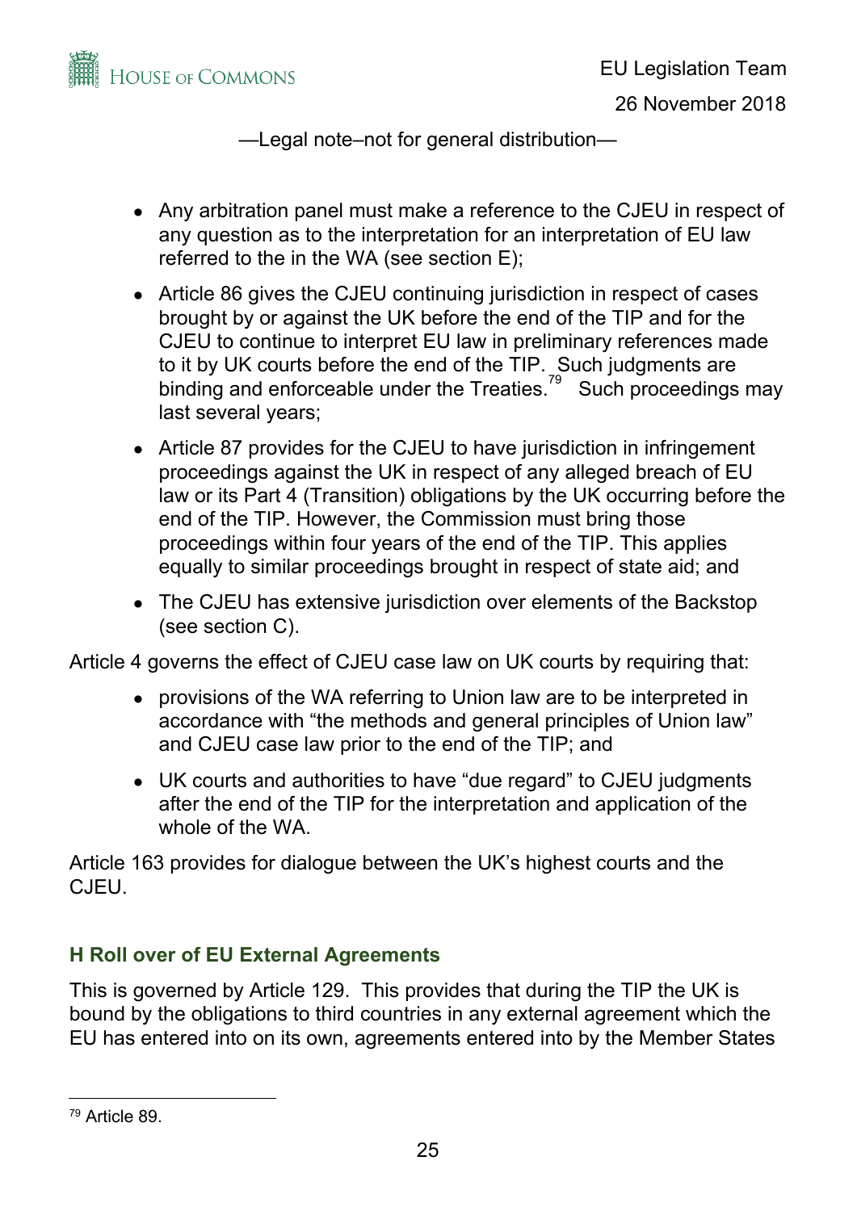- Any arbitration panel must make a reference to the CJEU in respect of any question as to the interpretation for an interpretation of EU law referred to the in the WA (see section E);
- Article 86 gives the CJEU continuing jurisdiction in respect of cases brought by or against the UK before the end of the TIP and for the CJEU to continue to interpret EU law in preliminary references made to it by UK courts before the end of the TIP. Such judgments are binding and enforceable under the Treaties.[79] Such proceedings may last several years;
- Article 87 provides for the CJEU to have jurisdiction in infringement proceedings against the UK in respect of any alleged breach of EU law or its Part 4 (Transition) obligations by the UK occurring before the end of the TIP. However, the Commission must bring those proceedings within four years of the end of the TIP. This applies equally to similar proceedings brought in respect of state aid; and
- The CJEU has extensive jurisdiction over elements of the Backstop (see section C).

Article 4 governs the effect of CJEU case law on UK courts by requiring that:

- provisions of the WA referring to Union law are to be interpreted in accordance with "the methods and general principles of Union law" and CJEU case law prior to the end of the TIP; and
- UK courts and authorities to have "due regard" to CJEU judgments after the end of the TIP for the interpretation and application of the whole of the WA.

Article 163 provides for dialogue between the UK's highest courts and the CJEU.

## H Roll over of EU External Agreements

This is governed by Article 129. This provides that during the TIP the UK is bound by the obligations to third countries in any external agreement which the EU has entered into on its own, agreements entered into by the Member States

[79] Article 89.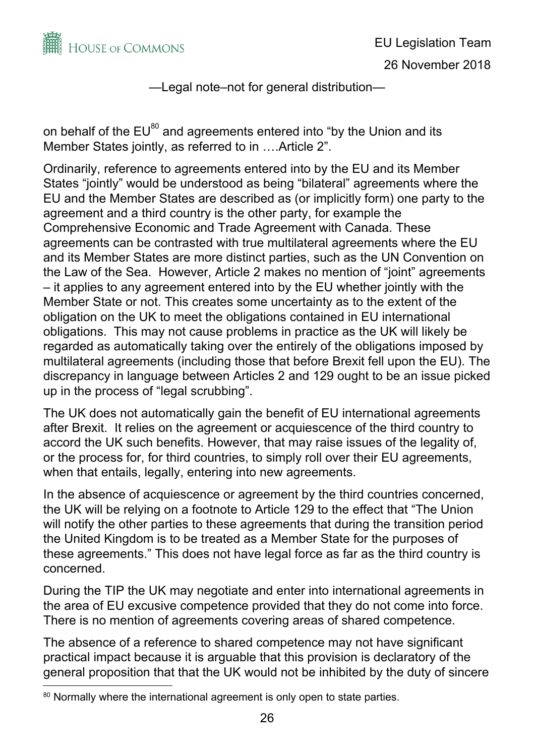on behalf of the EU[80] and agreements entered into "by the Union and its Member States jointly, as referred to in ….Article 2".

Ordinarily, reference to agreements entered into by the EU and its Member States "jointly" would be understood as being "bilateral" agreements where the EU and the Member States are described as (or implicitly form) one party to the agreement and a third country is the other party, for example the Comprehensive Economic and Trade Agreement with Canada. These agreements can be contrasted with true multilateral agreements where the EU and its Member States are more distinct parties, such as the UN Convention on the Law of the Sea. However, Article 2 makes no mention of "joint" agreements – it applies to any agreement entered into by the EU whether jointly with the Member State or not. This creates some uncertainty as to the extent of the obligation on the UK to meet the obligations contained in EU international obligations. This may not cause problems in practice as the UK will likely be regarded as automatically taking over the entirely of the obligations imposed by multilateral agreements (including those that before Brexit fell upon the EU). The discrepancy in language between Articles 2 and 129 ought to be an issue picked up in the process of "legal scrubbing".

The UK does not automatically gain the benefit of EU international agreements after Brexit. It relies on the agreement or acquiescence of the third country to accord the UK such benefits. However, that may raise issues of the legality of, or the process for, for third countries, to simply roll over their EU agreements, when that entails, legally, entering into new agreements.

In the absence of acquiescence or agreement by the third countries concerned, the UK will be relying on a footnote to Article 129 to the effect that "The Union will notify the other parties to these agreements that during the transition period the United Kingdom is to be treated as a Member State for the purposes of these agreements." This does not have legal force as far as the third country is concerned.

During the TIP the UK may negotiate and enter into international agreements in the area of EU excusive competence provided that they do not come into force. There is no mention of agreements covering areas of shared competence.

The absence of a reference to shared competence may not have significant practical impact because it is arguable that this provision is declaratory of the general proposition that that the UK would not be inhibited by the duty of sincere

[80] Normally where the international agreement is only open to state parties.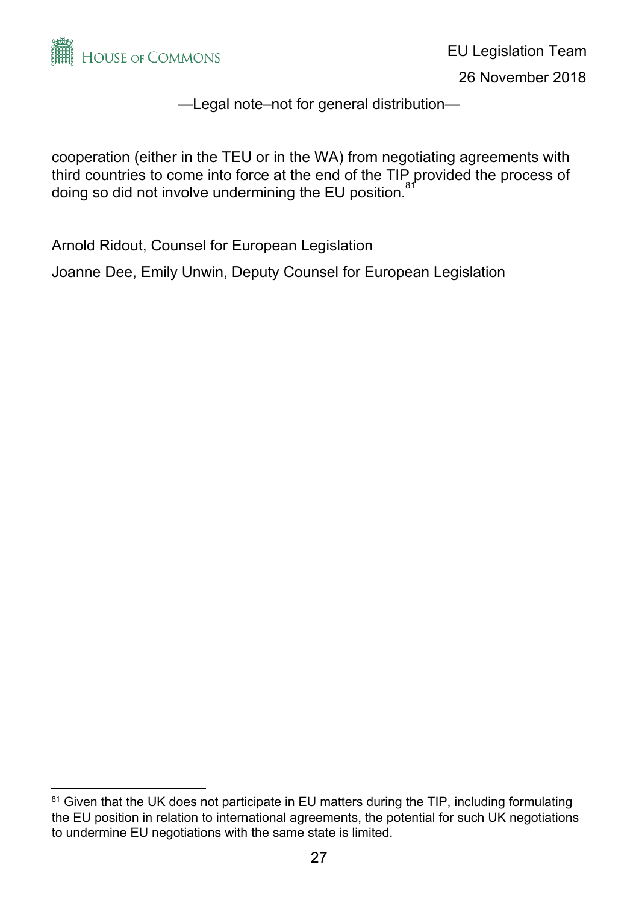—Legal note–not for general distribution—

cooperation (either in the TEU or in the WA) from negotiating agreements with third countries to come into force at the end of the TIP provided the process of doing so did not involve undermining the EU position.[81]

Arnold Ridout, Counsel for European Legislation

Joanne Dee, Emily Unwin, Deputy Counsel for European Legislation

[81] Given that the UK does not participate in EU matters during the TIP, including formulating the EU position in relation to international agreements, the potential for such UK negotiations to undermine EU negotiations with the same state is limited.